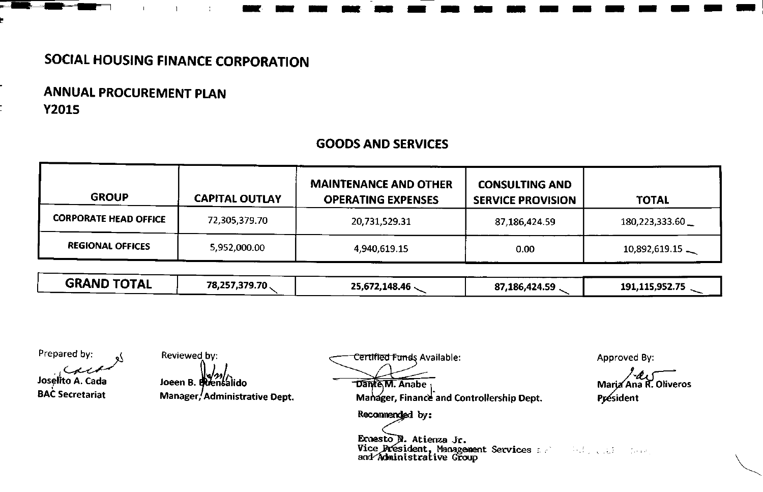# SOCIAL HOUSING FINANCE CORPORATION

## ANNUAL PROCUREMENT PLAN
## Y2015

### GOODS AND SERVICES

| GROUP | CAPITAL OUTLAY | MAINTENANCE AND OTHER OPERATING EXPENSES | CONSULTING AND SERVICE PROVISION | TOTAL |
|---|---|---|---|---|
| CORPORATE HEAD OFFICE | 72,305,379.70 | 20,731,529.31 | 87,186,424.59 | 180,223,333.60 |
| REGIONAL OFFICES | 5,952,000.00 | 4,940,619.15 | 0.00 | 10,892,619.15 |
| **GRAND TOTAL** | **78,257,379.70** | **25,672,148.46** | **87,186,424.59** | **191,115,952.75** |

Prepared by:

Joselito A. Cada
BAC Secretariat

Reviewed by:

Joeen B. Buensalido
Manager, Administrative Dept.

Certified Funds Available:

Dante M. Anabe
Manager, Finance and Controllership Dept.

Recommended by:

Ernesto D. Atienza Jr.
Vice President, Management Services and Administrative Group

Approved By:

Maria Ana R. Oliveros
President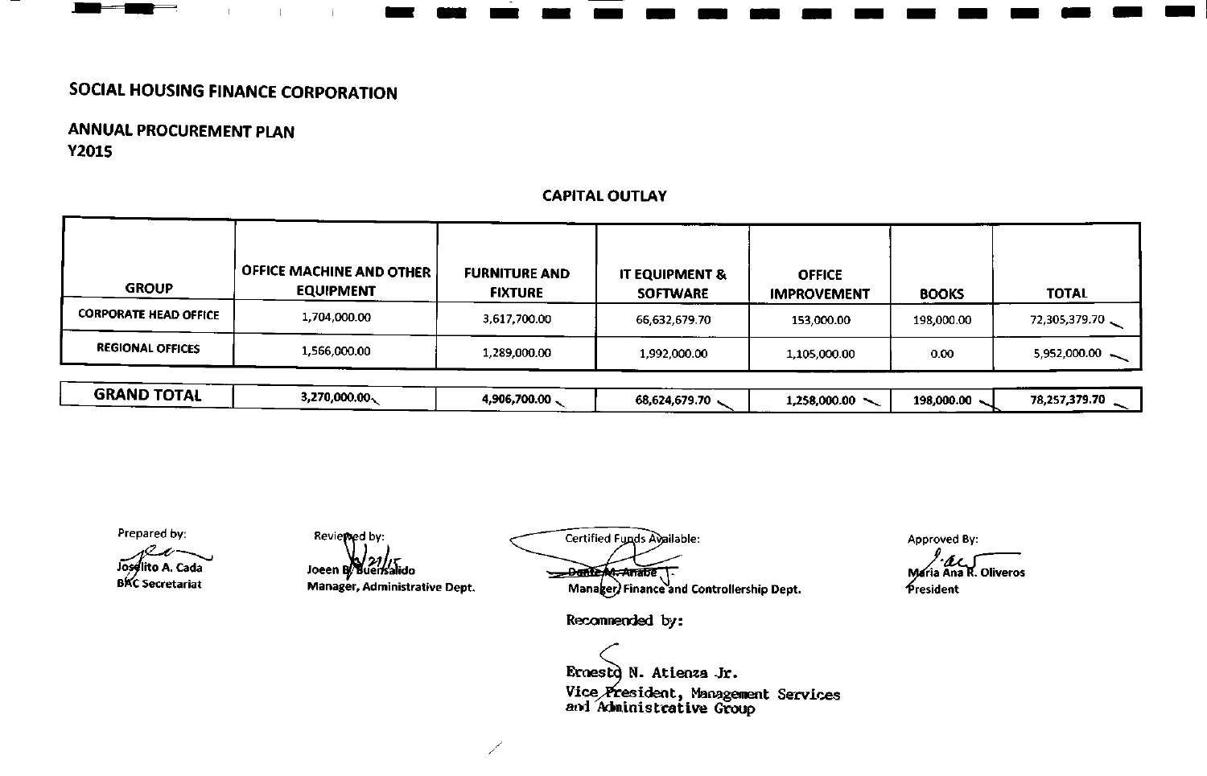# SOCIAL HOUSING FINANCE CORPORATION

## ANNUAL PROCUREMENT PLAN
## Y2015

### CAPITAL OUTLAY

| GROUP | OFFICE MACHINE AND OTHER EQUIPMENT | FURNITURE AND FIXTURE | IT EQUIPMENT & SOFTWARE | OFFICE IMPROVEMENT | BOOKS | TOTAL |
|---|---|---|---|---|---|---|
| CORPORATE HEAD OFFICE | 1,704,000.00 | 3,617,700.00 | 66,632,679.70 | 153,000.00 | 198,000.00 | 72,305,379.70 |
| REGIONAL OFFICES | 1,566,000.00 | 1,289,000.00 | 1,992,000.00 | 1,105,000.00 | 0.00 | 5,952,000.00 |
| **GRAND TOTAL** | **3,270,000.00** | **4,906,700.00** | **68,624,679.70** | **1,258,000.00** | **198,000.00** | **78,257,379.70** |

Prepared by:

Joselito A. Cada
BAC Secretariat

Reviewed by:

Joeen B. Buensalido
Manager, Administrative Dept.

Certified Funds Available:

Dante M. Anabe
Manager, Finance and Controllership Dept.

Approved By:

Maria Ana R. Oliveros
President

Recommended by:

Ernesto N. Atienza Jr.
Vice President, Management Services and Administrative Group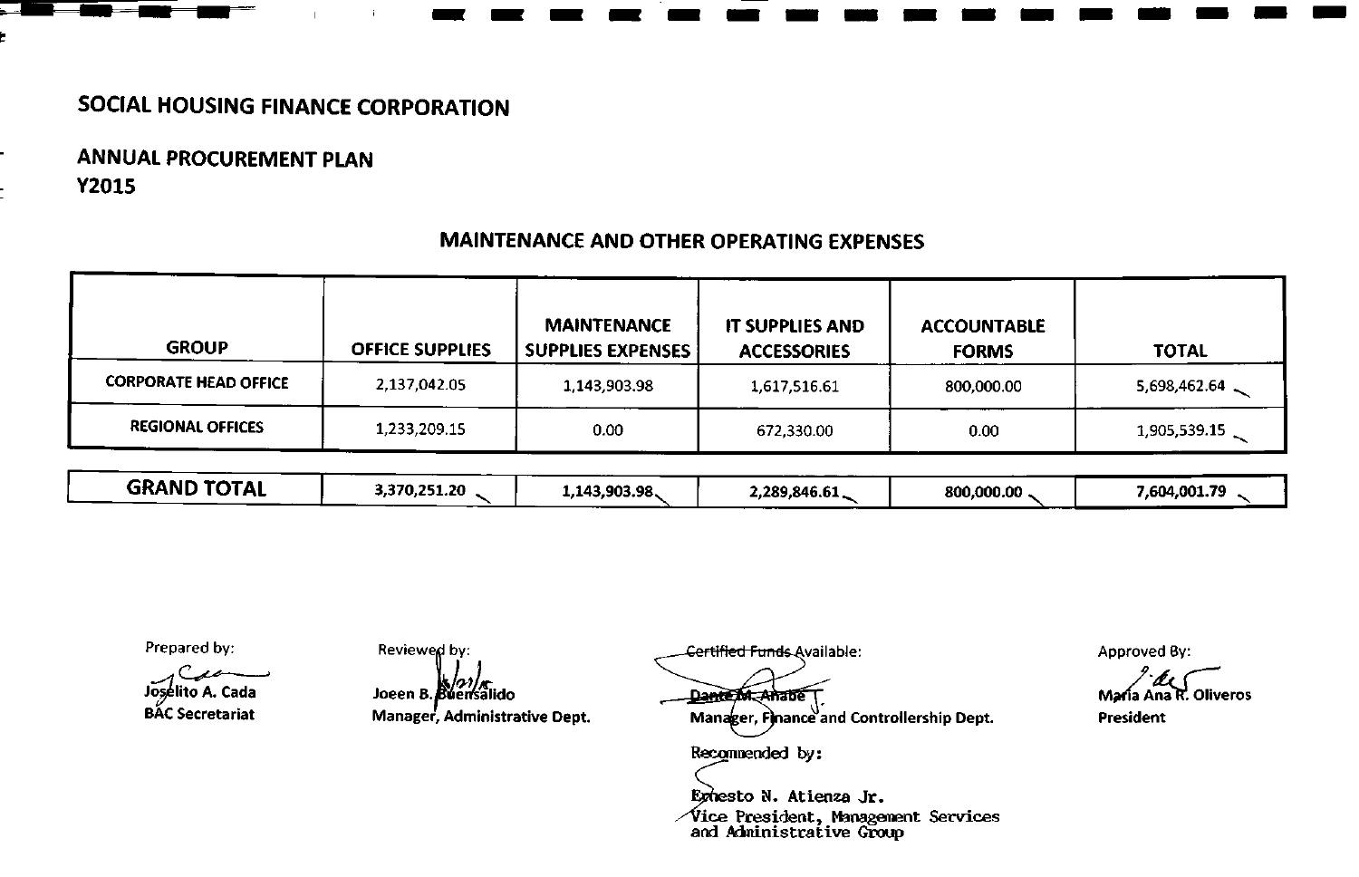# SOCIAL HOUSING FINANCE CORPORATION

## ANNUAL PROCUREMENT PLAN
## Y2015

### MAINTENANCE AND OTHER OPERATING EXPENSES

| GROUP | OFFICE SUPPLIES | MAINTENANCE SUPPLIES EXPENSES | IT SUPPLIES AND ACCESSORIES | ACCOUNTABLE FORMS | TOTAL |
|---|---|---|---|---|---|
| CORPORATE HEAD OFFICE | 2,137,042.05 | 1,143,903.98 | 1,617,516.61 | 800,000.00 | 5,698,462.64 |
| REGIONAL OFFICES | 1,233,209.15 | 0.00 | 672,330.00 | 0.00 | 1,905,539.15 |
| **GRAND TOTAL** | **3,370,251.20** | **1,143,903.98** | **2,289,846.61** | **800,000.00** | **7,604,001.79** |

Prepared by:

Joselito A. Cada
BAC Secretariat

Reviewed by:

Joeen B. Buensalido
Manager, Administrative Dept.

Certified Funds Available:

Dante M. Anabe
Manager, Finance and Controllership Dept.

Recommended by:

Ernesto N. Atienza Jr.
Vice President, Management Services and Administrative Group

Approved By:

Maria Ana R. Oliveros
President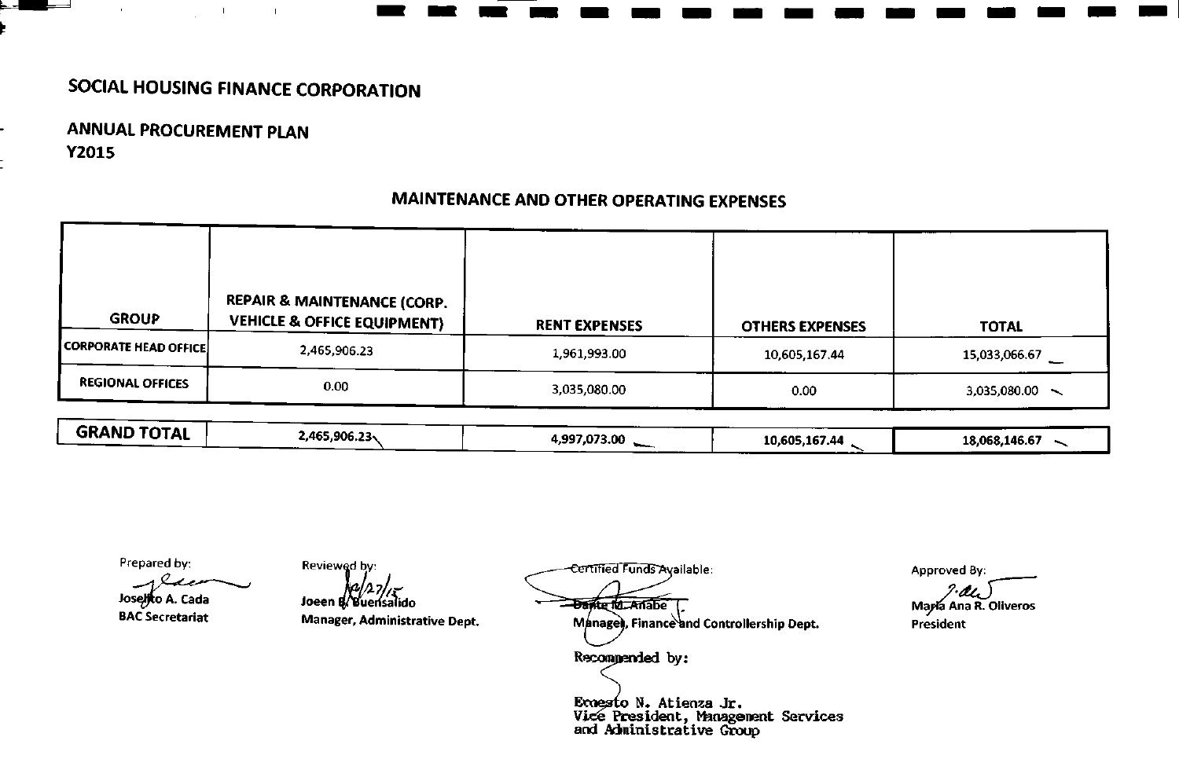# SOCIAL HOUSING FINANCE CORPORATION

## ANNUAL PROCUREMENT PLAN
## Y2015

### MAINTENANCE AND OTHER OPERATING EXPENSES

| GROUP | REPAIR & MAINTENANCE (CORP. VEHICLE & OFFICE EQUIPMENT) | RENT EXPENSES | OTHERS EXPENSES | TOTAL |
|---|---|---|---|---|
| CORPORATE HEAD OFFICE | 2,465,906.23 | 1,961,993.00 | 10,605,167.44 | 15,033,066.67 |
| REGIONAL OFFICES | 0.00 | 3,035,080.00 | 0.00 | 3,035,080.00 |
| **GRAND TOTAL** | 2,465,906.23 | 4,997,073.00 | 10,605,167.44 | 18,068,146.67 |

Prepared by:

Joselito A. Cada
BAC Secretariat

Reviewed by:

Joeen B. Buensalido
Manager, Administrative Dept.

Certified Funds Available:

Dante M. Añabe
Manager, Finance and Controllership Dept.

Recommended by:

Ernesto N. Atienza Jr.
Vice President, Management Services and Administrative Group

Approved By:

Maria Ana R. Oliveros
President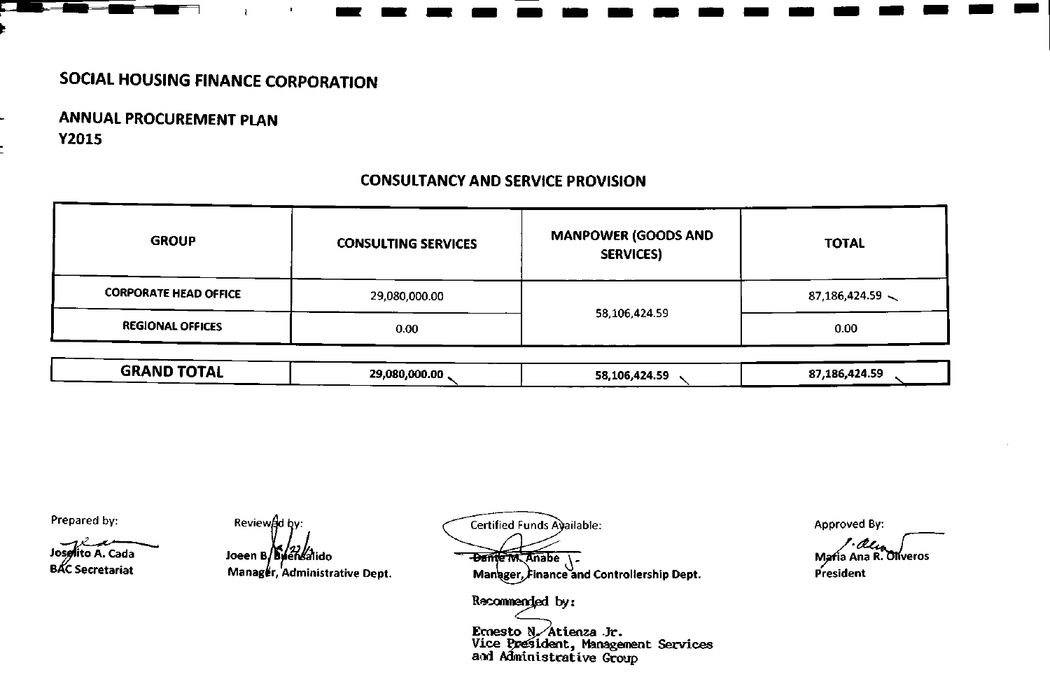# SOCIAL HOUSING FINANCE CORPORATION

## ANNUAL PROCUREMENT PLAN
## Y2015

### CONSULTANCY AND SERVICE PROVISION

| GROUP | CONSULTING SERVICES | MANPOWER (GOODS AND SERVICES) | TOTAL |
|---|---|---|---|
| CORPORATE HEAD OFFICE | 29,080,000.00 | 58,106,424.59 | 87,186,424.59 |
| REGIONAL OFFICES | 0.00 | | 0.00 |
| **GRAND TOTAL** | **29,080,000.00** | **58,106,424.59** | **87,186,424.59** |

Prepared by:

Joselito A. Cada
BAC Secretariat

Reviewed by:

Joeen B. Buensalido
Manager, Administrative Dept.

Certified Funds Available:

Dante M. Anabe
Manager, Finance and Controllership Dept.

Recommended by:

Ernesto N. Atienza Jr.
Vice President, Management Services and Administrative Group

Approved By:

Maria Ana R. Oliveros
President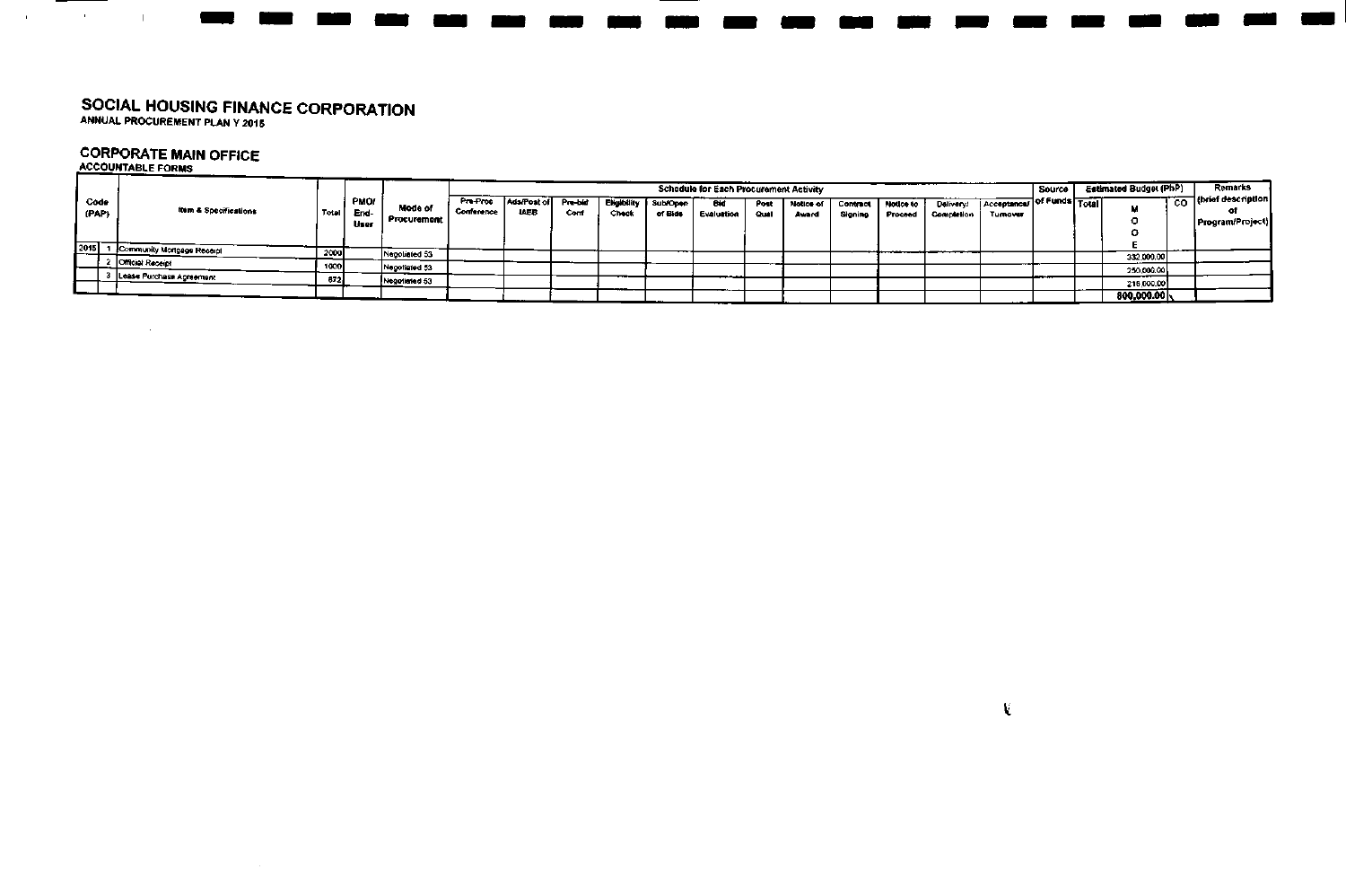# SOCIAL HOUSING FINANCE CORPORATION

ANNUAL PROCUREMENT PLAN Y 2015

## CORPORATE MAIN OFFICE

ACCOUNTABLE FORMS

| Code (PAP) | | Item & Specifications | Total | PMO/ End-User | Mode of Procurement | Schedule for Each Procurement Activity | | | | | | | | | | | | Source of Funds | Estimated Budget (PhP) | | | Remarks (brief description of Program/Project) |
|---|---|---|---|---|---|---|---|---|---|---|---|---|---|---|---|---|---|---|---|---|---|---|
| | | | | | | Pre-Proc Conference | Ads/Post of IAEB | Pre-bid Conf | Eligibility Check | Sub/Open of Bids | Bid Evaluation | Post Qual | Notice of Award | Contract Signing | Notice to Proceed | Delivery/ Completion | Acceptance/ Turnover | | Total | MOOE | CO | |
| 2015 | 1 | Community Mortgage Receipt | 2000 | | Negotiated 53 | | | | | | | | | | | | | | | 332,000.00 | | |
| | 2 | Official Receipt | 1000 | | Negotiated 53 | | | | | | | | | | | | | | | 250,000.00 | | |
| | 3 | Lease Purchase Agreement | 872 | | Negotiated 53 | | | | | | | | | | | | | | | 218,000.00 | | |
| | | | | | | | | | | | | | | | | | | | | 800,000.00 | | |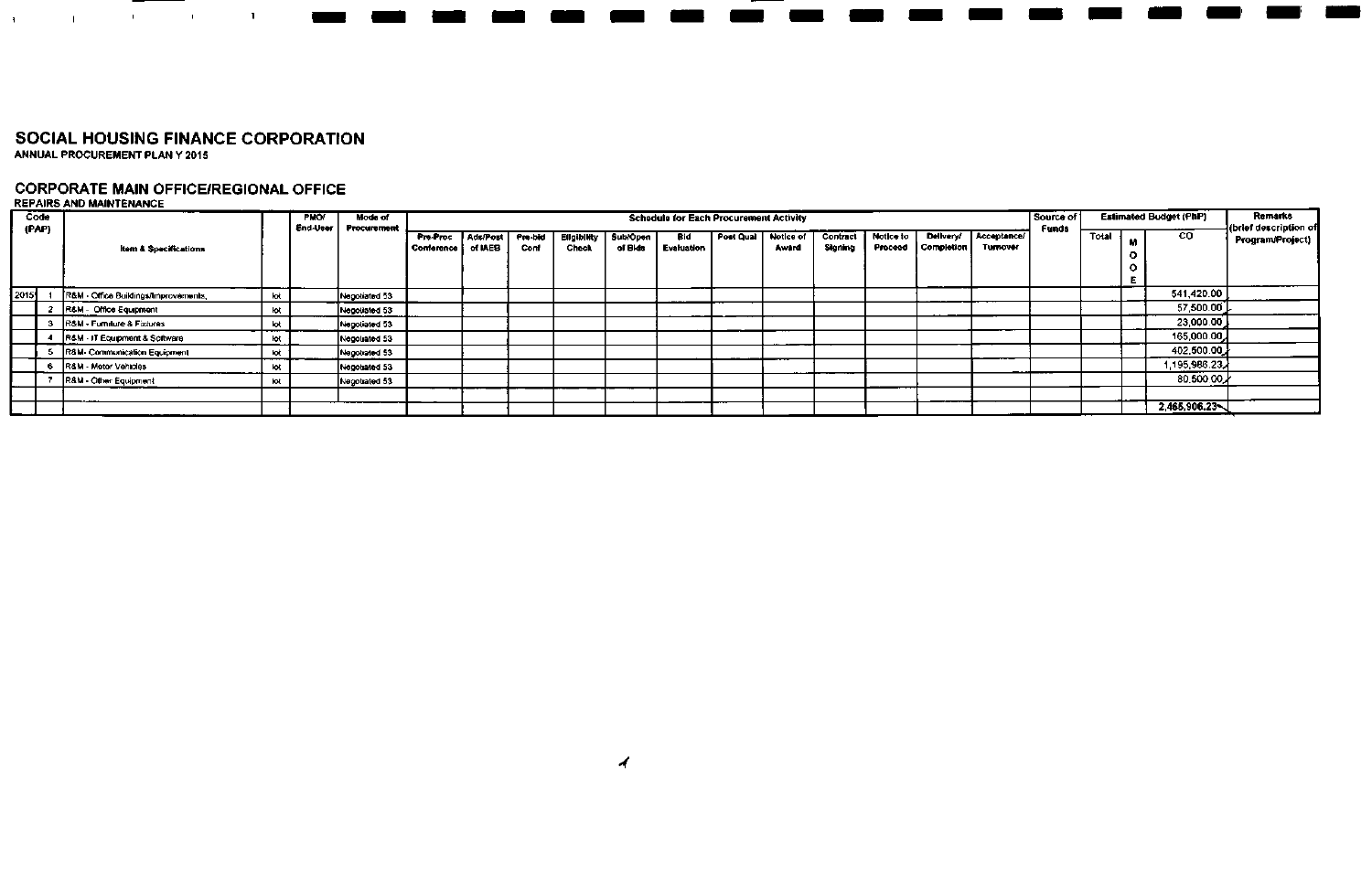# SOCIAL HOUSING FINANCE CORPORATION

**ANNUAL PROCUREMENT PLAN Y 2015**

## CORPORATE MAIN OFFICE/REGIONAL OFFICE

**REPAIRS AND MAINTENANCE**

| Code (PAP) | | Item & Specifications | | PMO/ End-User | Mode of Procurement | Schedule for Each Procurement Activity | | | | | | | | | | | | Source of Funds | Estimated Budget (PhP) | | | Remarks (brief description of Program/Project) |
|---|---|---|---|---|---|---|---|---|---|---|---|---|---|---|---|---|---|---|---|---|---|---|
| | | | | | | Pre-Proc Conference | Ads/Post of IAEB | Pre-bid Conf | Eligibility Check | Sub/Open of Bids | Bid Evaluation | Post Qual | Notice of Award | Contract Signing | Notice to Proceed | Delivery/ Completion | Acceptance/ Turnover | | Total | MOOE | CO | |
| 2015 | 1 | R&M - Office Buildings/Improvements, | lot | | Negotiated 53 | | | | | | | | | | | | | | | | 541,420.00 | |
| | 2 | R&M - Office Equipment | lot | | Negotiated 53 | | | | | | | | | | | | | | | | 57,500.00 | |
| | 3 | R&M - Furniture & Fixtures | lot | | Negotiated 53 | | | | | | | | | | | | | | | | 23,000.00 | |
| | 4 | R&M - IT Equipment & Software | lot | | Negotiated 53 | | | | | | | | | | | | | | | | 165,000.00 | |
| | 5 | R&M - Communication Equipment | lot | | Negotiated 53 | | | | | | | | | | | | | | | | 402,500.00 | |
| | 6 | R&M - Motor Vehicles | lot | | Negotiated 53 | | | | | | | | | | | | | | | | 1,195,986.23 | |
| | 7 | R&M - Other Equipment | lot | | Negotiated 53 | | | | | | | | | | | | | | | | 80,500.00 | |
| | | | | | | | | | | | | | | | | | | | | | | |
| | | | | | | | | | | | | | | | | | | | | | 2,465,906.23 | |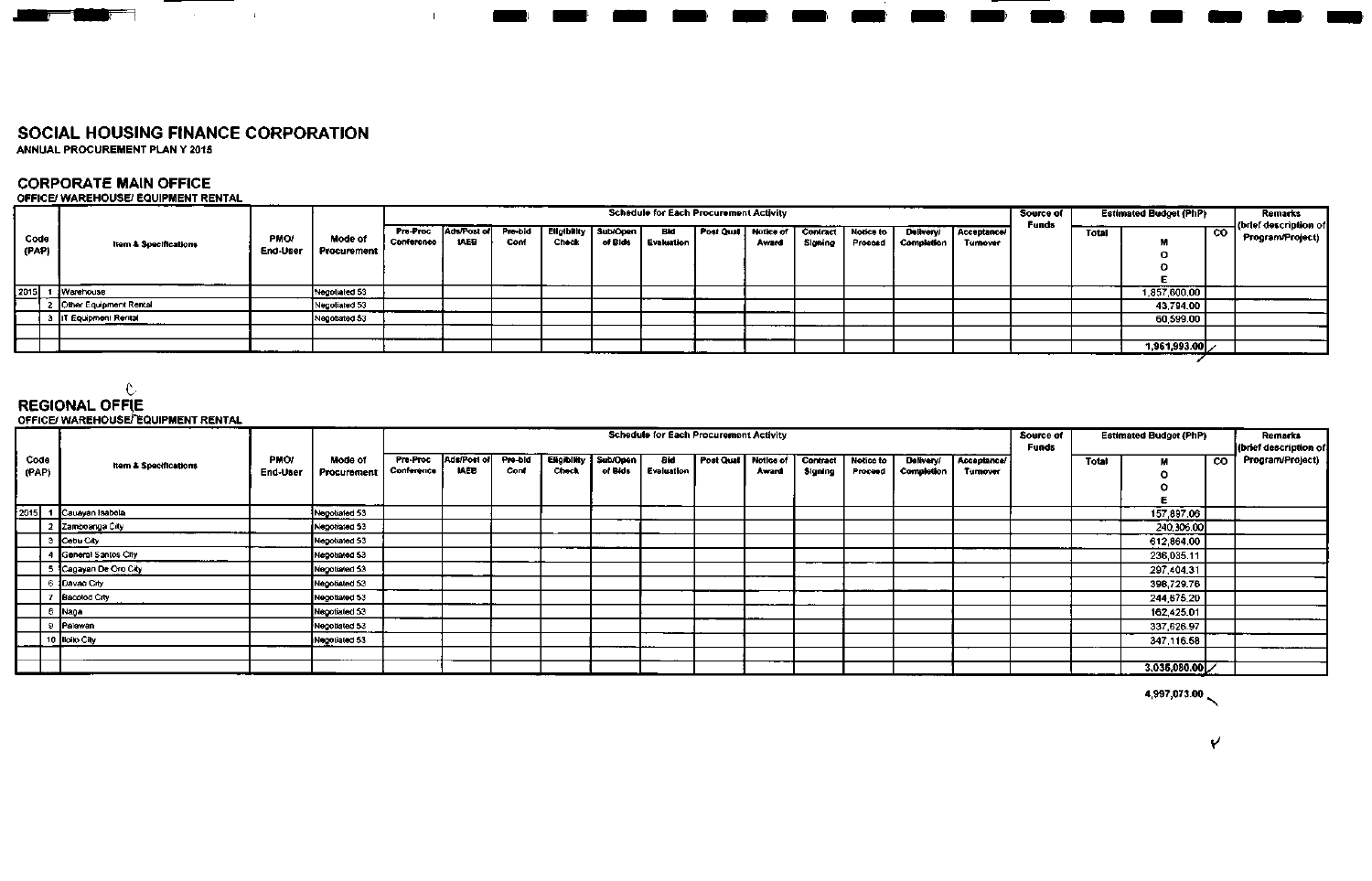# SOCIAL HOUSING FINANCE CORPORATION

**ANNUAL PROCUREMENT PLAN Y 2015**

## CORPORATE MAIN OFFICE

**OFFICE/ WAREHOUSE/ EQUIPMENT RENTAL**

| Code (PAP) | | Item & Specifications | PMO/ End-User | Mode of Procurement | Schedule for Each Procurement Activity | | | | | | | | | | | | Source of Funds | Estimated Budget (PhP) | | | Remarks (brief description of Program/Project) |
|---|---|---|---|---|---|---|---|---|---|---|---|---|---|---|---|---|---|---|---|---|---|
| | | | | | Pre-Proc Conference | Ads/Post of IAEB | Pre-bid Conf | Eligibility Check | Sub/Open of Bids | Bid Evaluation | Post Qual | Notice of Award | Contract Signing | Notice to Proceed | Delivery/ Completion | Acceptance/ Turnover | | Total | MOOE | CO | |
| 2015 | 1 | Warehouse | | Negotiated 53 | | | | | | | | | | | | | | | 1,857,600.00 | | |
| | 2 | Other Equipment Rental | | Negotiated 53 | | | | | | | | | | | | | | | 43,794.00 | | |
| | 3 | IT Equipment Rental | | Negotiated 53 | | | | | | | | | | | | | | | 60,599.00 | | |
| | | | | | | | | | | | | | | | | | | | | | |
| | | | | | | | | | | | | | | | | | | | 1,961,993.00 | | |

## REGIONAL OFFIE

**OFFICE/ WAREHOUSE/ EQUIPMENT RENTAL**

| Code (PAP) | | Item & Specifications | PMO/ End-User | Mode of Procurement | Schedule for Each Procurement Activity | | | | | | | | | | | | Source of Funds | Estimated Budget (PhP) | | | Remarks (brief description of Program/Project) |
|---|---|---|---|---|---|---|---|---|---|---|---|---|---|---|---|---|---|---|---|---|---|
| | | | | | Pre-Proc Conference | Ads/Post of IAEB | Pre-bid Conf | Eligibility Check | Sub/Open of Bids | Bid Evaluation | Post Qual | Notice of Award | Contract Signing | Notice to Proceed | Delivery/ Completion | Acceptance/ Turnover | | Total | MOOE | CO | |
| 2015 | 1 | Cauayan Isabela | | Negotiated 53 | | | | | | | | | | | | | | | 157,897.06 | | |
| | 2 | Zamboanga City | | Negotiated 53 | | | | | | | | | | | | | | | 240,306.00 | | |
| | 3 | Cebu City | | Negotiated 53 | | | | | | | | | | | | | | | 612,864.00 | | |
| | 4 | General Santos City | | Negotiated 53 | | | | | | | | | | | | | | | 236,035.11 | | |
| | 5 | Cagayan De Oro City | | Negotiated 53 | | | | | | | | | | | | | | | 297,404.31 | | |
| | 6 | Davao City | | Negotiated 53 | | | | | | | | | | | | | | | 398,729.76 | | |
| | 7 | Bacolod City | | Negotiated 53 | | | | | | | | | | | | | | | 244,675.20 | | |
| | 8 | Naga | | Negotiated 53 | | | | | | | | | | | | | | | 162,425.01 | | |
| | 9 | Palawan | | Negotiated 53 | | | | | | | | | | | | | | | 337,626.97 | | |
| | 10 | Iloilo City | | Negotiated 53 | | | | | | | | | | | | | | | 347,116.58 | | |
| | | | | | | | | | | | | | | | | | | | | | |
| | | | | | | | | | | | | | | | | | | | 3,035,080.00 | | |

4,997,073.00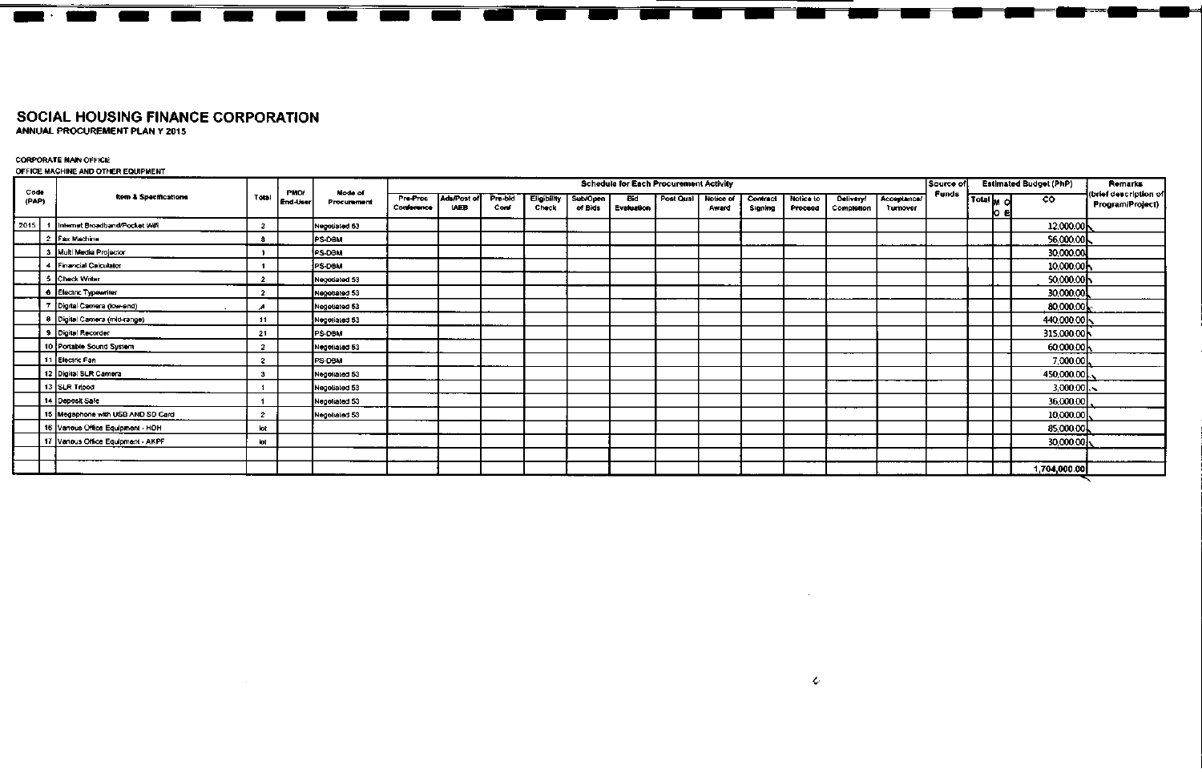# SOCIAL HOUSING FINANCE CORPORATION

**ANNUAL PROCUREMENT PLAN Y 2015**

**CORPORATE MAIN OFFICE**

**OFFICE MACHINE AND OTHER EQUIPMENT**

| Code (PAP) | | Item & Specifications | Total | PMO/ End-User | Mode of Procurement | Schedule for Each Procurement Activity | | | | | | | | | | | | Source of Funds | Estimated Budget (PhP) | | | Remarks (brief description of Program/Project) |
|---|---|---|---|---|---|---|---|---|---|---|---|---|---|---|---|---|---|---|---|---|---|---|
| | | | | | | Pre-Proc Conference | Ads/Post of IAEB | Pre-bid Conf | Eligibility Check | Sub/Open of Bids | Bid Evaluation | Post Qual | Notice of Award | Contract Signing | Notice to Proceed | Delivery/ Completion | Acceptance/ Turnover | | Total | MOOE | CO | |
| 2015 | 1 | Internet Broadband/Pocket Wifi | 2 | | Negotiated 53 | | | | | | | | | | | | | | | | 12,000.00 | |
| | 2 | Fax Machine | 8 | | PS-DBM | | | | | | | | | | | | | | | | 56,000.00 | |
| | 3 | Multi Media Projector | 1 | | PS-DBM | | | | | | | | | | | | | | | | 30,000.00 | |
| | 4 | Financial Calculator | 1 | | PS-DBM | | | | | | | | | | | | | | | | 10,000.00 | |
| | 5 | Check Writer | 2 | | Negotiated 53 | | | | | | | | | | | | | | | | 50,000.00 | |
| | 6 | Electric Typewriter | 2 | | Negotiated 53 | | | | | | | | | | | | | | | | 30,000.00 | |
| | 7 | Digital Camera (low-end) | 4 | | Negotiated 53 | | | | | | | | | | | | | | | | 80,000.00 | |
| | 8 | Digital Camera (mid-range) | 11 | | Negotiated 53 | | | | | | | | | | | | | | | | 440,000.00 | |
| | 9 | Digital Recorder | 21 | | PS-DBM | | | | | | | | | | | | | | | | 315,000.00 | |
| | 10 | Portable Sound System | 2 | | Negotiated 53 | | | | | | | | | | | | | | | | 60,000.00 | |
| | 11 | Electric Fan | 2 | | PS-DBM | | | | | | | | | | | | | | | | 7,000.00 | |
| | 12 | Digital SLR Camera | 3 | | Negotiated 53 | | | | | | | | | | | | | | | | 450,000.00 | |
| | 13 | SLR Tripod | 1 | | Negotiated 53 | | | | | | | | | | | | | | | | 3,000.00 | |
| | 14 | Deposit Safe | 1 | | Negotiated 53 | | | | | | | | | | | | | | | | 36,000.00 | |
| | 15 | Megaphone with USB AND SD Card | 2 | | Negotiated 53 | | | | | | | | | | | | | | | | 10,000.00 | |
| | 16 | Various Office Equipment - HDH | lot | | | | | | | | | | | | | | | | | | 85,000.00 | |
| | 17 | Various Office Equipment - AKPF | lot | | | | | | | | | | | | | | | | | | 30,000.00 | |
| | | | | | | | | | | | | | | | | | | | | | | |
| | | | | | | | | | | | | | | | | | | | | | 1,704,000.00 | |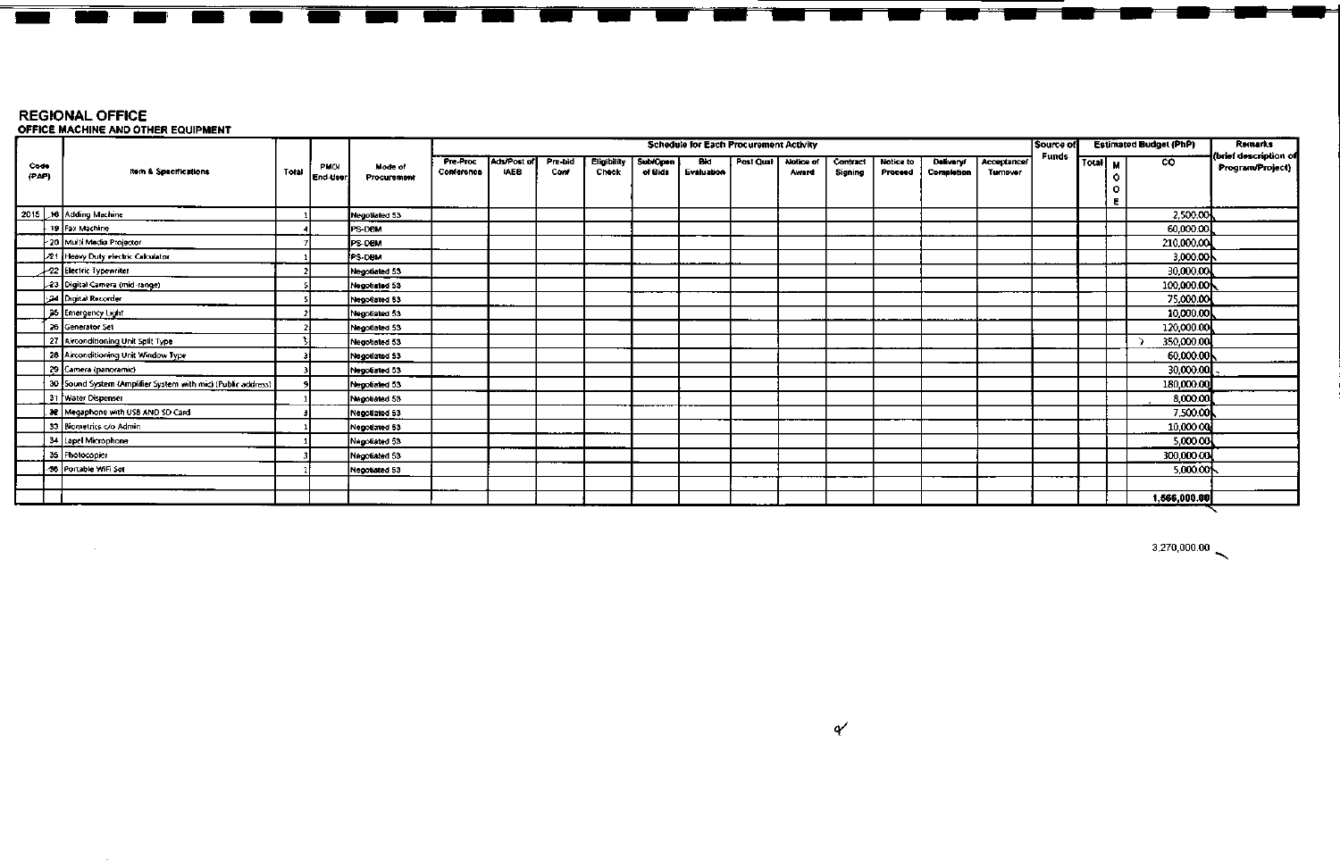# REGIONAL OFFICE

## OFFICE MACHINE AND OTHER EQUIPMENT

| Code (PAP) | | Item & Specifications | Total | PMO/ End-User | Mode of Procurement | Schedule for Each Procurement Activity | | | | | | | | | | | | Source of Funds | Estimated Budget (PhP) | | | Remarks (brief description of Program/Project) |
|---|---|---|---|---|---|---|---|---|---|---|---|---|---|---|---|---|---|---|---|---|---|---|
| | | | | | | Pre-Proc Conference | Ads/Post of IAEB | Pre-bid Conf | Eligibility Check | Sub/Open of Bids | Bid Evaluation | Post Qual | Notice of Award | Contract Signing | Notice to Proceed | Delivery/ Completion | Acceptance/ Turnover | | Total | MOOE | CO | |
| 2015 | 18 | Adding Machine | 1 | | Negotiated 53 | | | | | | | | | | | | | | | | 2,500.00 | |
| | 19 | Fax Machine | 4 | | PS-DBM | | | | | | | | | | | | | | | | 60,000.00 | |
| | 20 | Multi Media Projector | 7 | | PS-DBM | | | | | | | | | | | | | | | | 210,000.00 | |
| | 21 | Heavy Duty electric Calculator | 1 | | PS-DBM | | | | | | | | | | | | | | | | 3,000.00 | |
| | 22 | Electric Typewriter | 2 | | Negotiated 53 | | | | | | | | | | | | | | | | 30,000.00 | |
| | 23 | Digital Camera (mid-range) | 5 | | Negotiated 53 | | | | | | | | | | | | | | | | 100,000.00 | |
| | 24 | Digital Recorder | 5 | | Negotiated 53 | | | | | | | | | | | | | | | | 75,000.00 | |
| | 25 | Emergency Light | 2 | | Negotiated 53 | | | | | | | | | | | | | | | | 10,000.00 | |
| | 26 | Generator Set | 2 | | Negotiated 53 | | | | | | | | | | | | | | | | 120,000.00 | |
| | 27 | Airconditioning Unit Split Type | 5 | | Negotiated 53 | | | | | | | | | | | | | | | | 350,000.00 | |
| | 28 | Airconditioning Unit Window Type | 3 | | Negotiated 53 | | | | | | | | | | | | | | | | 60,000.00 | |
| | 29 | Camera (panoramic) | 3 | | Negotiated 53 | | | | | | | | | | | | | | | | 30,000.00 | |
| | 30 | Sound System (Amplifier System with mic) (Public address) | 9 | | Negotiated 53 | | | | | | | | | | | | | | | | 180,000.00 | |
| | 31 | Water Dispenser | 1 | | Negotiated 53 | | | | | | | | | | | | | | | | 8,000.00 | |
| | 32 | Megaphone with USB AND SD Card | 3 | | Negotiated 53 | | | | | | | | | | | | | | | | 7,500.00 | |
| | 33 | Biometrics c/o Admin | 1 | | Negotiated 53 | | | | | | | | | | | | | | | | 10,000.00 | |
| | 34 | Lapel Microphone | 1 | | Negotiated 53 | | | | | | | | | | | | | | | | 5,000.00 | |
| | 35 | Photocopier | 3 | | Negotiated 53 | | | | | | | | | | | | | | | | 300,000.00 | |
| | 36 | Portable WiFi Set | 1 | | Negotiated 53 | | | | | | | | | | | | | | | | 5,000.00 | |
| | | | | | | | | | | | | | | | | | | | | | | |
| | | | | | | | | | | | | | | | | | | | | | **1,566,000.00** | |

3,270,000.00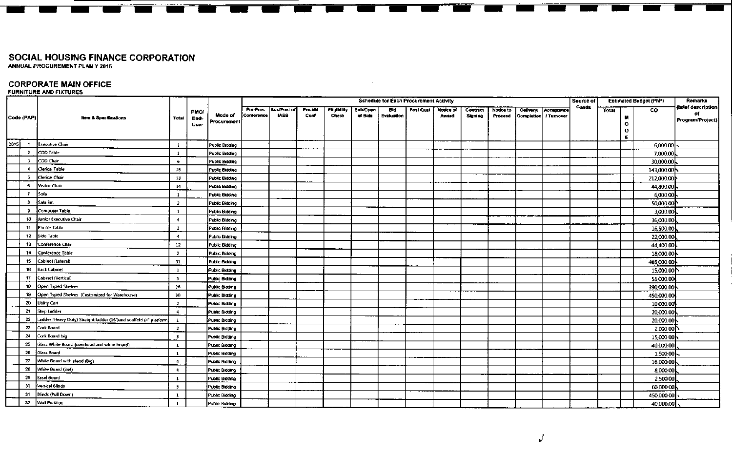# SOCIAL HOUSING FINANCE CORPORATION
**ANNUAL PROCUREMENT PLAN Y 2015**

## CORPORATE MAIN OFFICE
**FURNITURE AND FIXTURES**

| Code (PAP) | | Item & Specifications | Total | PMO/ End-User | Mode of Procurement | Schedule for Each Procurement Activity | | | | | | | | | | | | Source of Funds | Estimated Budget (PhP) | | | Remarks (brief description of Program/Project) |
|---|---|---|---|---|---|---|---|---|---|---|---|---|---|---|---|---|---|---|---|---|---|---|
| | | | | | | Pre-Proc Conference | Ads/Post of IAEB | Pre-bid Conf | Eligibility Check | Sub/Open of Bids | Bid Evaluation | Post Qual | Notice of Award | Contract Signing | Notice to Proceed | Delivery/ Completion | Acceptance / Turnover | | Total | MOOE | CO | |
| 2015 | 1 | Executive Chair | 1 | | Public Bidding | | | | | | | | | | | | | | | | 6,000.00 | |
| | 2 | COD Table | 1 | | Public Bidding | | | | | | | | | | | | | | | | 7,000.00 | |
| | 3 | COD Chair | 6 | | Public Bidding | | | | | | | | | | | | | | | | 30,000.00 | |
| | 4 | Clerical Table | 26 | | Public Bidding | | | | | | | | | | | | | | | | 143,000.00 | |
| | 5 | Clerical Chair | 53 | | Public Bidding | | | | | | | | | | | | | | | | 212,000.00 | |
| | 6 | Visitor Chair | 14 | | Public Bidding | | | | | | | | | | | | | | | | 44,800.00 | |
| | 7 | Sofa | 1 | | Public Bidding | | | | | | | | | | | | | | | | 6,000.00 | |
| | 8 | Sala Set | 2 | | Public Bidding | | | | | | | | | | | | | | | | 50,000.00 | |
| | 9 | Computer Table | 1 | | Public Bidding | | | | | | | | | | | | | | | | 3,000.00 | |
| | 10 | Junior Executive Chair | 4 | | Public Bidding | | | | | | | | | | | | | | | | 36,000.00 | |
| | 11 | Printer Table | 3 | | Public Bidding | | | | | | | | | | | | | | | | 16,500.00 | |
| | 12 | Side Table | 4 | | Public Bidding | | | | | | | | | | | | | | | | 22,000.00 | |
| | 13 | Conference Chair | 12 | | Public Bidding | | | | | | | | | | | | | | | | 44,400.00 | |
| | 14 | Conference Table | 2 | | Public Bidding | | | | | | | | | | | | | | | | 18,000.00 | |
| | 15 | Cabinet (Lateral) | 31 | | Public Bidding | | | | | | | | | | | | | | | | 465,000.00 | |
| | 16 | Back Cabinet | 1 | | Public Bidding | | | | | | | | | | | | | | | | 15,000.00 | |
| | 17 | Cabinet (Vertical) | 5 | | Public Bidding | | | | | | | | | | | | | | | | 55,000.00 | |
| | 18 | Open Typed Shelves | 26 | | Public Bidding | | | | | | | | | | | | | | | | 390,000.00 | |
| | 19 | Open Typed Shelves (Customized for Warehouse) | 30 | | Public Bidding | | | | | | | | | | | | | | | | 450,000.00 | |
| | 20 | Utility Cart | 2 | | Public Bidding | | | | | | | | | | | | | | | | 10,000.00 | |
| | 21 | Step Ladder | 4 | | Public Bidding | | | | | | | | | | | | | | | | 20,000.00 | |
| | 22 | Ladder (Heavy Duty) Straight ladder (16")and scaffold (4" platform) | 1 | | Public Bidding | | | | | | | | | | | | | | | | 20,000.00 | |
| | 23 | Cork Board | 2 | | Public Bidding | | | | | | | | | | | | | | | | 2,000.00 | |
| | 24 | Cork Board big | 3 | | Public Bidding | | | | | | | | | | | | | | | | 15,000.00 | |
| | 25 | Glass White Board (overhead and white board) | 1 | | Public Bidding | | | | | | | | | | | | | | | | 40,000.00 | |
| | 26 | Glass Board | 1 | | Public Bidding | | | | | | | | | | | | | | | | 1,500.00 | |
| | 27 | White Board with stand (Big) | 4 | | Public Bidding | | | | | | | | | | | | | | | | 16,000.00 | |
| | 28 | White Board (3x4) | 4 | | Public Bidding | | | | | | | | | | | | | | | | 8,000.00 | |
| | 29 | Easel Board | 1 | | Public Bidding | | | | | | | | | | | | | | | | 2,500.00 | |
| | 30 | Vertical Blinds | 3 | | Public Bidding | | | | | | | | | | | | | | | | 60,000.00 | |
| | 31 | Blinds (Pull Down) | 1 | | Public Bidding | | | | | | | | | | | | | | | | 450,000.00 | |
| | 32 | Wall Partition | 1 | | Public Bidding | | | | | | | | | | | | | | | | 40,000.00 | |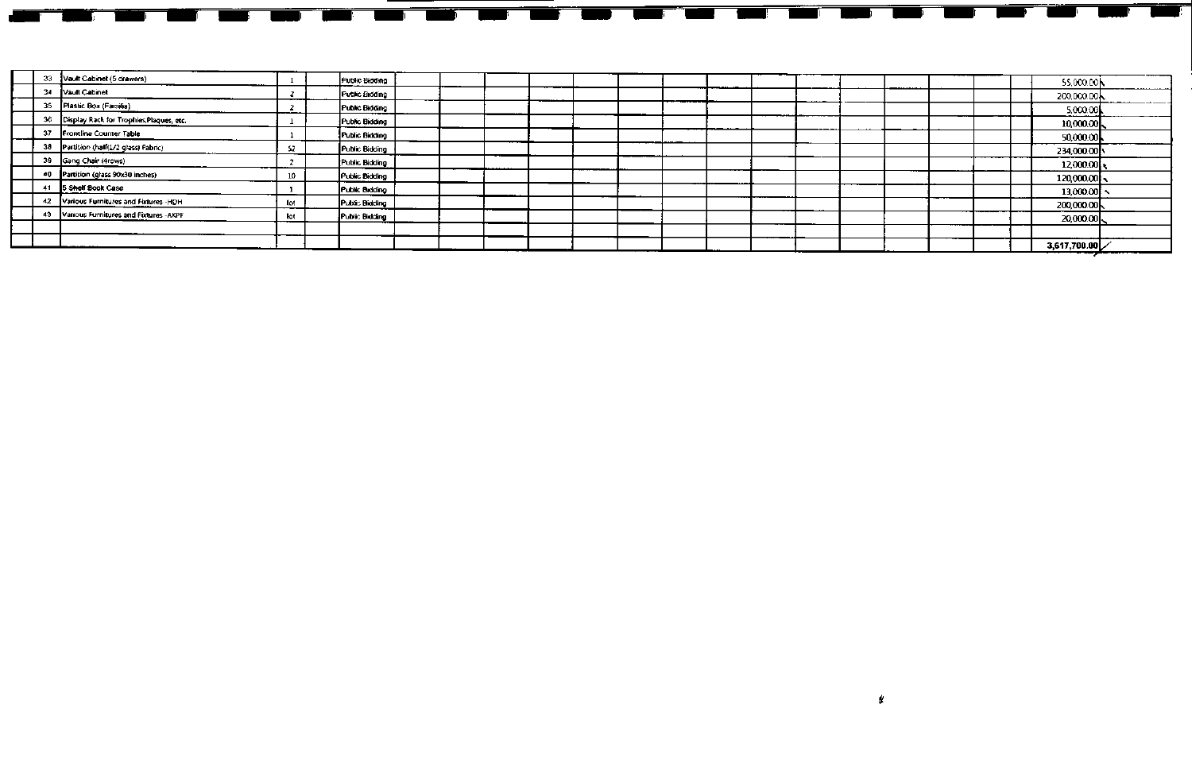| | | | | | | | | | | | | | | | | | | | | | |
|---|---|---|---|---|---|---|---|---|---|---|---|---|---|---|---|---|---|---|---|---|---|
| | 33 | Vault Cabinet (5 drawers) | 1 | | Public Bidding | | | | | | | | | | | | | | | 55,000.00 | |
| | 34 | Vault Cabinet | 2 | | Public Bidding | | | | | | | | | | | | | | | 200,000.00 | |
| | 35 | Plastic Box (Familia) | 2 | | Public Bidding | | | | | | | | | | | | | | | 5,000.00 | |
| | 36 | Display Rack for Trophies,Plaques, etc. | 1 | | Public Bidding | | | | | | | | | | | | | | | 10,000.00 | |
| | 37 | Frontline Counter Table | 1 | | Public Bidding | | | | | | | | | | | | | | | 50,000.00 | |
| | 38 | Partition (half(1/2 glass) Fabric) | 52 | | Public Bidding | | | | | | | | | | | | | | | 234,000.00 | |
| | 39 | Gang Chair (4rows) | 2 | | Public Bidding | | | | | | | | | | | | | | | 12,000.00 | |
| | 40 | Partition (glass 90x30 inches) | 10 | | Public Bidding | | | | | | | | | | | | | | | 120,000.00 | |
| | 41 | 5 Shelf Book Case | 1 | | Public Bidding | | | | | | | | | | | | | | | 13,000.00 | |
| | 42 | Various Furnitures and Fixtures -HDH | lot | | Public Bidding | | | | | | | | | | | | | | | 200,000.00 | |
| | 43 | Various Furnitures and Fixtures -AKPF | lot | | Public Bidding | | | | | | | | | | | | | | | 20,000.00 | |
| | | | | | | | | | | | | | | | | | | | | | |
| | | | | | | | | | | | | | | | | | | | | **3,617,700.00** | |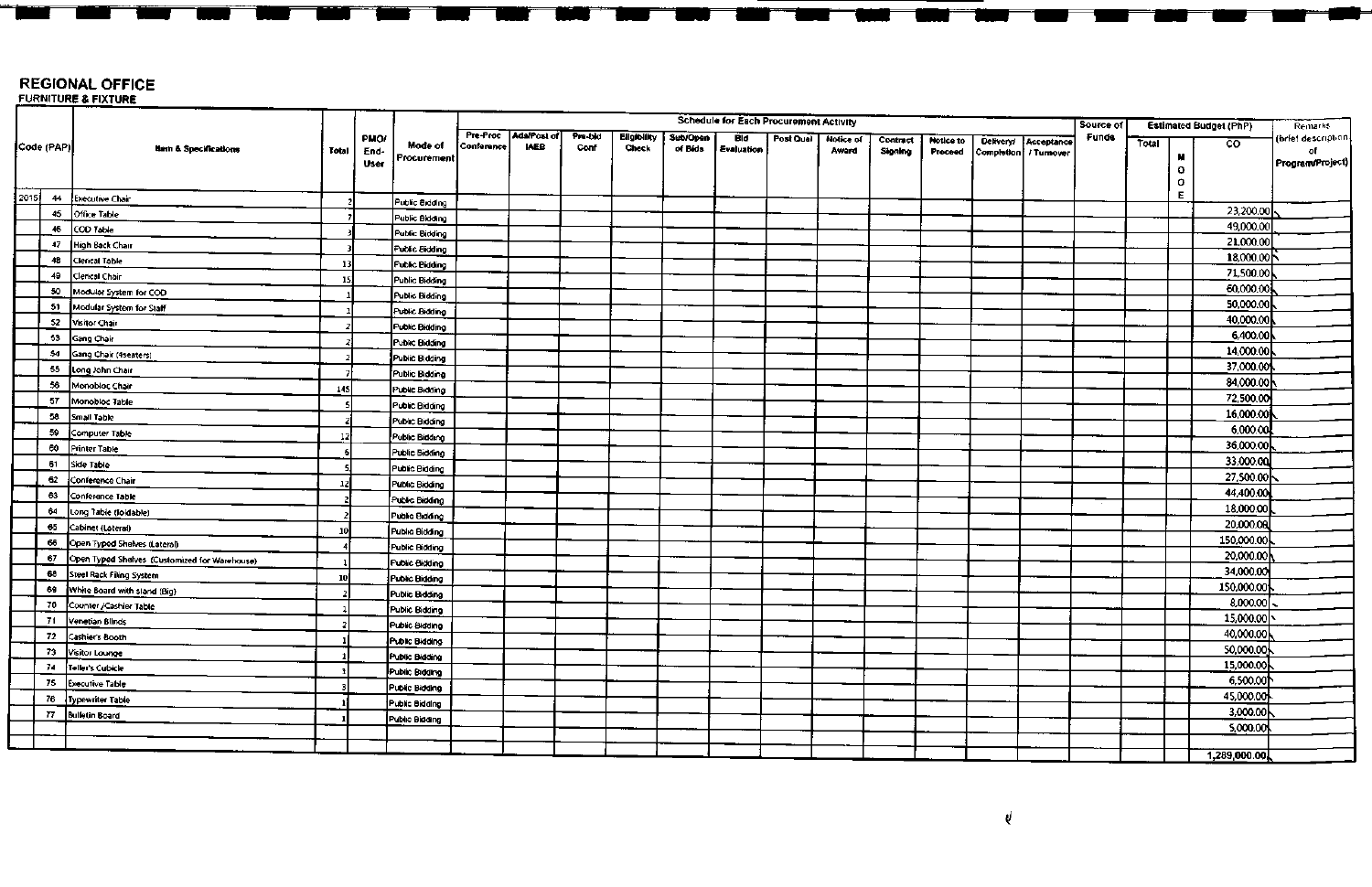# REGIONAL OFFICE

## FURNITURE & FIXTURE

| Code (PAP) | | Item & Specifications | Total | PMO/ End-User | Mode of Procurement | Schedule for Each Procurement Activity | | | | | | | | | | | | Source of Funds | Estimated Budget (PhP) | | | Remarks (brief description of Program/Project) |
|---|---|---|---|---|---|---|---|---|---|---|---|---|---|---|---|---|---|---|---|---|---|---|
| | | | | | | Pre-Proc Conference | Ads/Post of IAEB | Pre-bid Conf | Eligibility Check | Sub/Open of Bids | Bid Evaluation | Post Qual | Notice of Award | Contract Signing | Notice to Proceed | Delivery/ Completion | Acceptance / Turnover | | Total | MOOE | CO | |
| 2015 | 44 | Executive Chair | 2 | | Public Bidding | | | | | | | | | | | | | | | | 23,200.00 | |
| | 45 | Office Table | 7 | | Public Bidding | | | | | | | | | | | | | | | | 49,000.00 | |
| | 46 | COD Table | 3 | | Public Bidding | | | | | | | | | | | | | | | | 21,000.00 | |
| | 47 | High Back Chair | 3 | | Public Bidding | | | | | | | | | | | | | | | | 18,000.00 | |
| | 48 | Clerical Table | 13 | | Public Bidding | | | | | | | | | | | | | | | | 71,500.00 | |
| | 49 | Clerical Chair | 15 | | Public Bidding | | | | | | | | | | | | | | | | 60,000.00 | |
| | 50 | Modular System for COD | 1 | | Public Bidding | | | | | | | | | | | | | | | | 50,000.00 | |
| | 51 | Modular System for Staff | 1 | | Public Bidding | | | | | | | | | | | | | | | | 40,000.00 | |
| | 52 | Visitor Chair | 2 | | Public Bidding | | | | | | | | | | | | | | | | 6,400.00 | |
| | 53 | Gang Chair | 2 | | Public Bidding | | | | | | | | | | | | | | | | 14,000.00 | |
| | 54 | Gang Chair (4seaters) | 2 | | Public Bidding | | | | | | | | | | | | | | | | 37,000.00 | |
| | 55 | Long John Chair | 7 | | Public Bidding | | | | | | | | | | | | | | | | 84,000.00 | |
| | 56 | Monobloc Chair | 145 | | Public Bidding | | | | | | | | | | | | | | | | 72,500.00 | |
| | 57 | Monobloc Table | 5 | | Public Bidding | | | | | | | | | | | | | | | | 16,000.00 | |
| | 58 | Small Table | 2 | | Public Bidding | | | | | | | | | | | | | | | | 6,000.00 | |
| | 59 | Computer Table | 12 | | Public Bidding | | | | | | | | | | | | | | | | 36,000.00 | |
| | 60 | Printer Table | 6 | | Public Bidding | | | | | | | | | | | | | | | | 33,000.00 | |
| | 61 | Side Table | 5 | | Public Bidding | | | | | | | | | | | | | | | | 27,500.00 | |
| | 62 | Conference Chair | 12 | | Public Bidding | | | | | | | | | | | | | | | | 44,400.00 | |
| | 63 | Conference Table | 2 | | Public Bidding | | | | | | | | | | | | | | | | 18,000.00 | |
| | 64 | Long Table (foldable) | 2 | | Public Bidding | | | | | | | | | | | | | | | | 20,000.00 | |
| | 65 | Cabinet (Lateral) | 10 | | Public Bidding | | | | | | | | | | | | | | | | 150,000.00 | |
| | 66 | Open Typed Shalves (Lateral) | 4 | | Public Bidding | | | | | | | | | | | | | | | | 20,000.00 | |
| | 67 | Open Typed Shalves (Customized for Warehouse) | 1 | | Public Bidding | | | | | | | | | | | | | | | | 34,000.00 | |
| | 68 | Steel Rack Filing System | 10 | | Public Bidding | | | | | | | | | | | | | | | | 150,000.00 | |
| | 69 | White Board with stand (Big) | 2 | | Public Bidding | | | | | | | | | | | | | | | | 8,000.00 | |
| | 70 | Counter /Cashier Table | 1 | | Public Bidding | | | | | | | | | | | | | | | | 15,000.00 | |
| | 71 | Venetian Blinds | 2 | | Public Bidding | | | | | | | | | | | | | | | | 40,000.00 | |
| | 72 | Cashier's Booth | 1 | | Public Bidding | | | | | | | | | | | | | | | | 50,000.00 | |
| | 73 | Visitor Lounge | 1 | | Public Bidding | | | | | | | | | | | | | | | | 15,000.00 | |
| | 74 | Teller's Cubicle | 1 | | Public Bidding | | | | | | | | | | | | | | | | 6,500.00 | |
| | 75 | Executive Table | 3 | | Public Bidding | | | | | | | | | | | | | | | | 45,000.00 | |
| | 76 | Typewriter Table | 1 | | Public Bidding | | | | | | | | | | | | | | | | 3,000.00 | |
| | 77 | Bulletin Board | 1 | | Public Bidding | | | | | | | | | | | | | | | | 5,000.00 | |
| | | | | | | | | | | | | | | | | | | | | | 1,289,000.00 | |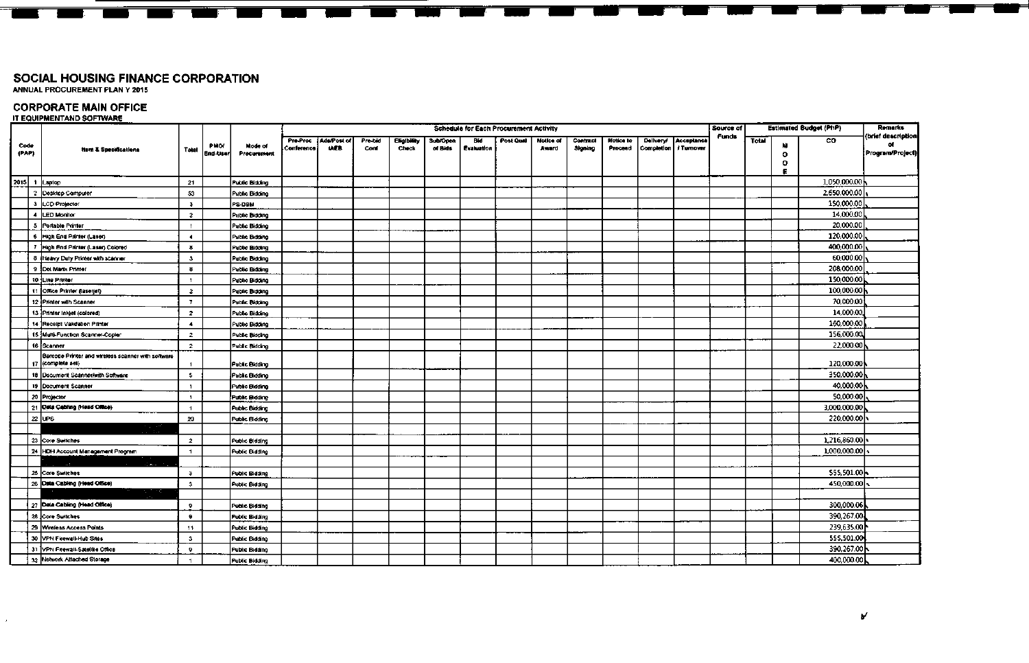# SOCIAL HOUSING FINANCE CORPORATION

ANNUAL PROCUREMENT PLAN Y 2015

## CORPORATE MAIN OFFICE

IT EQUIPMENTAND SOFTWARE

| Code (PAP) | | Item & Specifications | Total | PMO/ End-User | Mode of Procurement | Schedule for Each Procurement Activity | | | | | | | | | | | | Source of Funds | Estimated Budget (PhP) | | | Remarks (brief description of Program/Project) |
|---|---|---|---|---|---|---|---|---|---|---|---|---|---|---|---|---|---|---|---|---|---|---|
| | | | | | | Pre-Proc Conference | Ads/Post of IAEB | Pre-bid Conf | Eligibility Check | Sub/Open of Bids | Bid Evaluation | Post Qual | Notice of Award | Contract Signing | Notice to Proceed | Delivery/ Completion | Acceptance / Turnover | | Total | MOOE | CO | |
| 2015 | 1 | Laptop | 21 | | Public Bidding | | | | | | | | | | | | | | | | 1,050,000.00 | |
| | 2 | Desktop Computer | 53 | | Public Bidding | | | | | | | | | | | | | | | | 2,650,000.00 | |
| | 3 | LCD Projector | 3 | | PS-DBM | | | | | | | | | | | | | | | | 150,000.00 | |
| | 4 | LED Monitor | 2 | | Public Bidding | | | | | | | | | | | | | | | | 14,000.00 | |
| | 5 | Portable Printer | 1 | | Public Bidding | | | | | | | | | | | | | | | | 20,000.00 | |
| | 6 | High End Printer (Laser) | 4 | | Public Bidding | | | | | | | | | | | | | | | | 120,000.00 | |
| | 7 | High End Printer (Laser) Colored | 8 | | Public Bidding | | | | | | | | | | | | | | | | 400,000.00 | |
| | 8 | Heavy Duty Printer with scanner | 3 | | Public Bidding | | | | | | | | | | | | | | | | 60,000.00 | |
| | 9 | Dot Matrix Printer | 8 | | Public Bidding | | | | | | | | | | | | | | | | 208,000.00 | |
| | 10 | Line Printer | 1 | | Public Bidding | | | | | | | | | | | | | | | | 150,000.00 | |
| | 11 | Office Printer (laserjet) | 2 | | Public Bidding | | | | | | | | | | | | | | | | 100,000.00 | |
| | 12 | Printer with Scanner | 7 | | Public Bidding | | | | | | | | | | | | | | | | 70,000.00 | |
| | 13 | Printer Inkjet (colored) | 2 | | Public Bidding | | | | | | | | | | | | | | | | 14,000.00 | |
| | 14 | Receipt Validation Printer | 4 | | Public Bidding | | | | | | | | | | | | | | | | 160,000.00 | |
| | 15 | Multi-Function Scanner-Copier | 2 | | Public Bidding | | | | | | | | | | | | | | | | 156,000.00 | |
| | 16 | Scanner | 2 | | Public Bidding | | | | | | | | | | | | | | | | 22,000.00 | |
| | 17 | Barcode Printer and wireless scanner with software (complete set) | 1 | | Public Bidding | | | | | | | | | | | | | | | | 120,000.00 | |
| | 18 | Document Scanner/with Software | 5 | | Public Bidding | | | | | | | | | | | | | | | | 350,000.00 | |
| | 19 | Document Scanner | 1 | | Public Bidding | | | | | | | | | | | | | | | | 40,000.00 | |
| | 20 | Projector | 1 | | Public Bidding | | | | | | | | | | | | | | | | 50,000.00 | |
| | 21 | Data Cabling (Head Office) | 1 | | Public Bidding | | | | | | | | | | | | | | | | 3,000,000.00 | |
| | 22 | UPS | 20 | | Public Bidding | | | | | | | | | | | | | | | | 220,000.00 | |
| | | | | | | | | | | | | | | | | | | | | | | |
| | 23 | Core Switches | 2 | | Public Bidding | | | | | | | | | | | | | | | | 1,216,860.00 | |
| | 24 | HDH Account Management Program | 1 | | Public Bidding | | | | | | | | | | | | | | | | 1,000,000.00 | |
| | | | | | | | | | | | | | | | | | | | | | | |
| | 25 | Core Switches | 3 | | Public Bidding | | | | | | | | | | | | | | | | 555,501.00 | |
| | 26 | Data Cabling (Head Office) | 3 | | Public Bidding | | | | | | | | | | | | | | | | 450,000.00 | |
| | | | | | | | | | | | | | | | | | | | | | | |
| | 27 | Data Cabling (Head Office) | 9 | | Public Bidding | | | | | | | | | | | | | | | | 300,000.06 | |
| | 28 | Core Switches | 9 | | Public Bidding | | | | | | | | | | | | | | | | 390,267.00 | |
| | 29 | Wireless Access Points | 11 | | Public Bidding | | | | | | | | | | | | | | | | 239,635.00 | |
| | 30 | VPN Firewall-Hub Sites | 3 | | Public Bidding | | | | | | | | | | | | | | | | 555,501.00 | |
| | 31 | VPN Firewall-Satellite Office | 9 | | Public Bidding | | | | | | | | | | | | | | | | 390,267.00 | |
| | 32 | Network Attached Storage | 1 | | Public Bidding | | | | | | | | | | | | | | | | 400,000.00 | |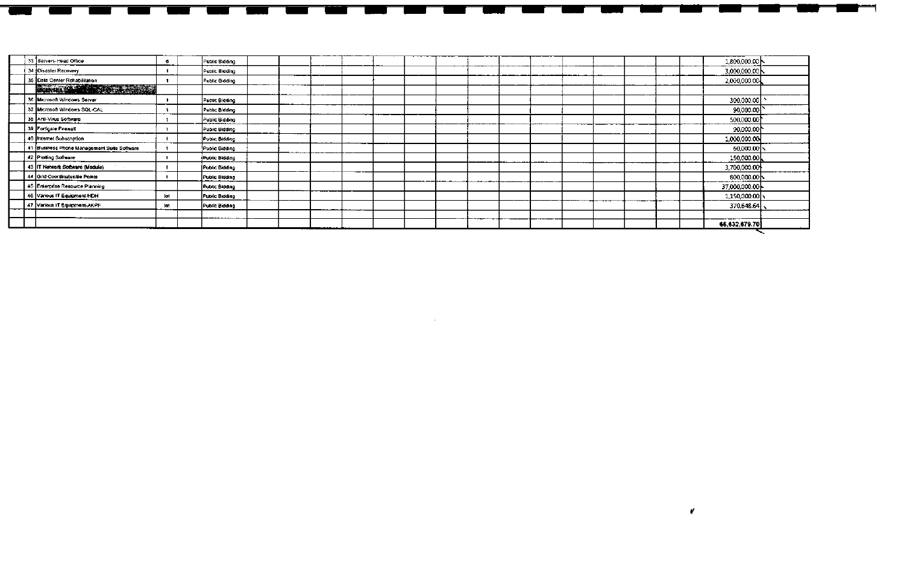| | | | | | | | | | | | | | | | | | | | | | | |
|---|---|---|---|---|---|---|---|---|---|---|---|---|---|---|---|---|---|---|---|---|---|---|
| | 33 | Servers-Head Office | 6 | | Public Bidding | | | | | | | | | | | | | | | | 1,800,000.00 | |
| | 34 | Disaster Recovery | 1 | | Public Bidding | | | | | | | | | | | | | | | | 3,000,000.00 | |
| | 35 | Data Center Rehabilitation | 1 | | Public Bidding | | | | | | | | | | | | | | | | 2,000,000.00 | |
| | | | | | | | | | | | | | | | | | | | | | | |
| | 36 | Microsoft Windows Server | 1 | | Public Bidding | | | | | | | | | | | | | | | | 300,000.00 | |
| | 37 | Microsoft Windows SQL-CAL | 1 | | Public Bidding | | | | | | | | | | | | | | | | 90,000.00 | |
| | 38 | Anti-Virus Software | 1 | | Public Bidding | | | | | | | | | | | | | | | | 500,000.00 | |
| | 39 | Fortigate Firewall | 1 | | Public Bidding | | | | | | | | | | | | | | | | 90,000.00 | |
| | 40 | Internet Subscription | 1 | | Public Bidding | | | | | | | | | | | | | | | | 1,000,000.00 | |
| | 41 | Business Phone Management Suite Software | 1 | | Public Bidding | | | | | | | | | | | | | | | | 60,000.00 | |
| | 42 | Plotting Software | 1 | | Public Bidding | | | | | | | | | | | | | | | | 150,000.00 | |
| | 43 | IT Network Software (Module) | 1 | | Public Bidding | | | | | | | | | | | | | | | | 3,700,000.00 | |
| | 44 | Grid Coordinates/tie Points | 1 | | Public Bidding | | | | | | | | | | | | | | | | 800,000.00 | |
| | 45 | Enterprise Resource Planning | | | Public Bidding | | | | | | | | | | | | | | | | 37,000,000.00 | |
| | 46 | Various IT Equipment-HOH | lot | | Public Bidding | | | | | | | | | | | | | | | | 1,150,000.00 | |
| | 47 | Various IT Equipment-AKPF | lot | | Public Bidding | | | | | | | | | | | | | | | | 370,648.64 | |
| | | | | | | | | | | | | | | | | | | | | | | |
| | | | | | | | | | | | | | | | | | | | | | **66,632,679.70** | |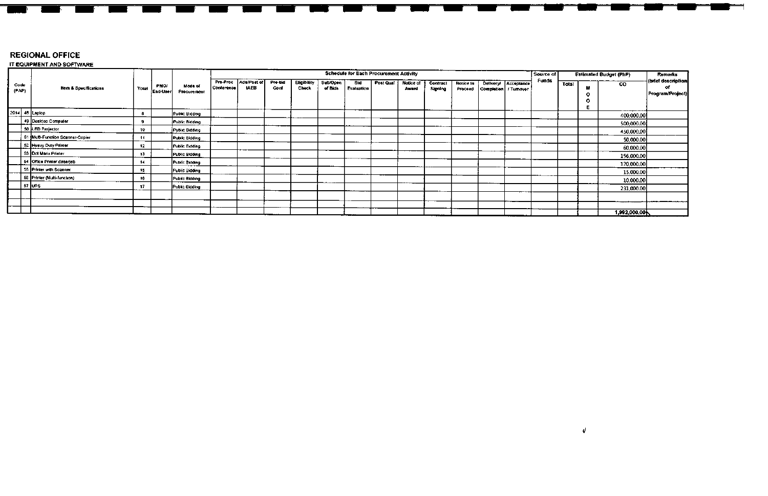## REGIONAL OFFICE

### IT EQUIPMENT AND SOFTWARE

| Code (PAP) | | Item & Specifications | Total | PMO/ End-User | Mode of Procurement | Schedule for Each Procurement Activity | | | | | | | | | | | | Source of Funds | Estimated Budget (PhP) | | | Remarks (brief description of Program/Project) |
|---|---|---|---|---|---|---|---|---|---|---|---|---|---|---|---|---|---|---|---|---|---|---|
| | | | | | | Pre-Proc Conference | Ads/Post of IAEB | Pre-bid Conf | Eligibility Check | Sub/Open of Bids | Bid Evaluation | Post Qual | Notice of Award | Contract Signing | Notice to Proceed | Delivery/ Completion | Acceptance / Turnover | | Total | MOOE | CO | |
| 2014 | 48 | Laptop | 8 | | Public Bidding | | | | | | | | | | | | | | | | 400,000.00 | |
| | 49 | Desktop Computer | 9 | | Public Bidding | | | | | | | | | | | | | | | | 500,000.00 | |
| | 50 | LED Projector | 10 | | Public Bidding | | | | | | | | | | | | | | | | 450,000.00 | |
| | 51 | Multi-Function Scanner-Copier | 11 | | Public Bidding | | | | | | | | | | | | | | | | 50,000.00 | |
| | 52 | Heavy Duty Printer | 12 | | Public Bidding | | | | | | | | | | | | | | | | 60,000.00 | |
| | 53 | Dot Matrix Printer | 13 | | Public Bidding | | | | | | | | | | | | | | | | 156,000.00 | |
| | 54 | Office Printer (laserjet) | 14 | | Public Bidding | | | | | | | | | | | | | | | | 120,000.00 | |
| | 55 | Printer with Scanner | 15 | | Public Bidding | | | | | | | | | | | | | | | | 15,000.00 | |
| | 56 | Printer (Multi-function) | 16 | | Public Bidding | | | | | | | | | | | | | | | | 10,000.00 | |
| | 57 | UPS | 17 | | Public Bidding | | | | | | | | | | | | | | | | 231,000.00 | |
| | | | | | | | | | | | | | | | | | | | | | | |
| | | | | | | | | | | | | | | | | | | | | | | |
| | | | | | | | | | | | | | | | | | | | | | 1,992,000.00 | |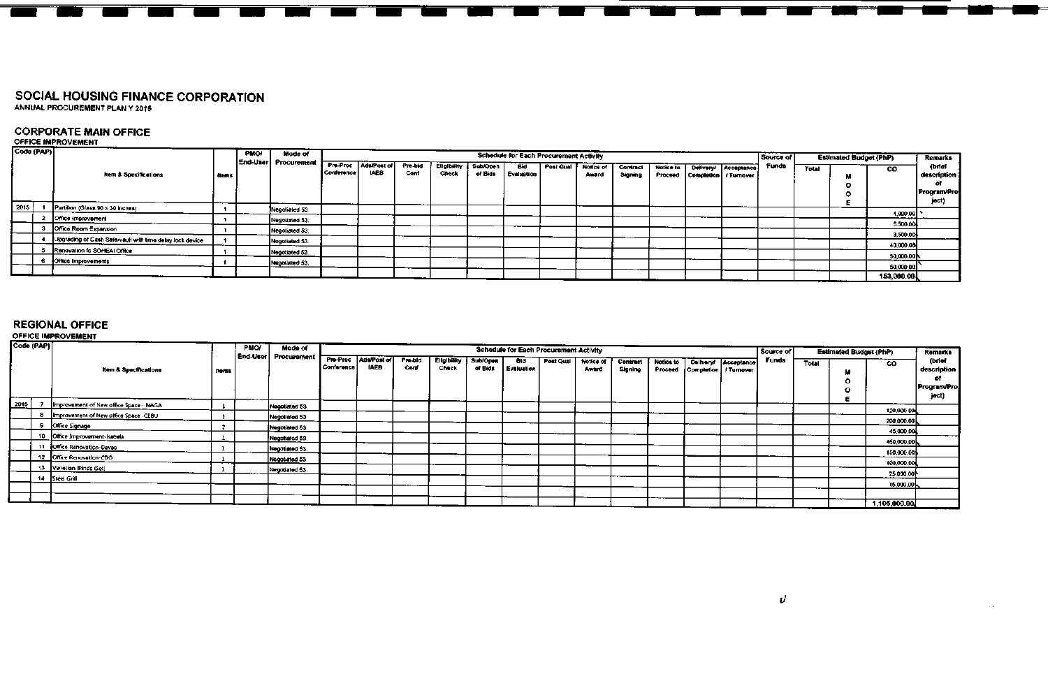# SOCIAL HOUSING FINANCE CORPORATION

ANNUAL PROCUREMENT PLAN Y 2015

## CORPORATE MAIN OFFICE

### OFFICE IMPROVEMENT

| Code (PAP) | | Item & Specifications | Items | PMO/ End-User | Mode of Procurement | Schedule for Each Procurement Activity | | | | | | | | | | | | Source of Funds | Estimated Budget (PhP) | | | Remarks (brief description of Program/Project) |
|---|---|---|---|---|---|---|---|---|---|---|---|---|---|---|---|---|---|---|---|---|---|---|
| | | | | | | Pre-Proc Conference | Ads/Post of IAEB | Pre-bid Conf | Eligibility Check | Sub/Open of Bids | Bid Evaluation | Post Qual | Notice of Award | Contract Signing | Notice to Proceed | Delivery/ Completion | Acceptance / Turnover | | Total | MOOE | CO | |
| 2015 | 1 | Partition (Glass 90 x 30 inches) | 1 | | Negotiated 53. | | | | | | | | | | | | | | | | 4,000.00 | |
| | 2 | Office Improvement | 1 | | Negotiated 53. | | | | | | | | | | | | | | | | 5,500.00 | |
| | 3 | Office Room Expansion | 1 | | Negotiated 53. | | | | | | | | | | | | | | | | 3,500.00 | |
| | 4 | Upgrading of Cash Safe/vault with time delay lock device | 1 | | Negotiated 53. | | | | | | | | | | | | | | | | 40,000.00 | |
| | 5 | Renovation fo SOHEAI Office | 1 | | Negotiated 53. | | | | | | | | | | | | | | | | 50,000.00 | |
| | 6 | Office Improvements | 1 | | Negotiated 53. | | | | | | | | | | | | | | | | 50,000.00 | |
| | | | | | | | | | | | | | | | | | | | | | 153,000.00 | |

## REGIONAL OFFICE

### OFFICE IMPROVEMENT

| Code (PAP) | | Item & Specifications | Items | PMO/ End-User | Mode of Procurement | Schedule for Each Procurement Activity | | | | | | | | | | | | Source of Funds | Estimated Budget (PhP) | | | Remarks (brief description of Program/Project) |
|---|---|---|---|---|---|---|---|---|---|---|---|---|---|---|---|---|---|---|---|---|---|---|
| | | | | | | Pre-Proc Conference | Ads/Post of IAEB | Pre-bid Conf | Eligibility Check | Sub/Open of Bids | Bid Evaluation | Post Qual | Notice of Award | Contract Signing | Notice to Proceed | Delivery/ Completion | Acceptance / Turnover | | Total | MOOE | CO | |
| 2015 | 7 | Improvement of New office Space - NAGA | 1 | | Negotiated 53. | | | | | | | | | | | | | | | | 120,000.00 | |
| | 8 | Improvement of New office Space - CEBU | 1 | | Negotiated 53 | | | | | | | | | | | | | | | | 200,000.00 | |
| | 9 | Office Signage | 2 | | Negotiated 53. | | | | | | | | | | | | | | | | 45,000.00 | |
| | 10 | Office Improvement-Isabela | 1 | | Negotiated 53 | | | | | | | | | | | | | | | | 450,000.00 | |
| | 11 | Office Renovation-Davao | 1 | | Negotiated 53. | | | | | | | | | | | | | | | | 150,000.00 | |
| | 12 | Office Renovation-CDO | 1 | | Negotiated 53. | | | | | | | | | | | | | | | | 100,000.00 | |
| | 13 | Venetian Blinds (Set) | 1 | | Negotiated 53. | | | | | | | | | | | | | | | | 25,000.00 | |
| | 14 | Steel Grill | | | | | | | | | | | | | | | | | | | 15,000.00 | |
| | | | | | | | | | | | | | | | | | | | | | | |
| | | | | | | | | | | | | | | | | | | | | | 1,105,000.00 | |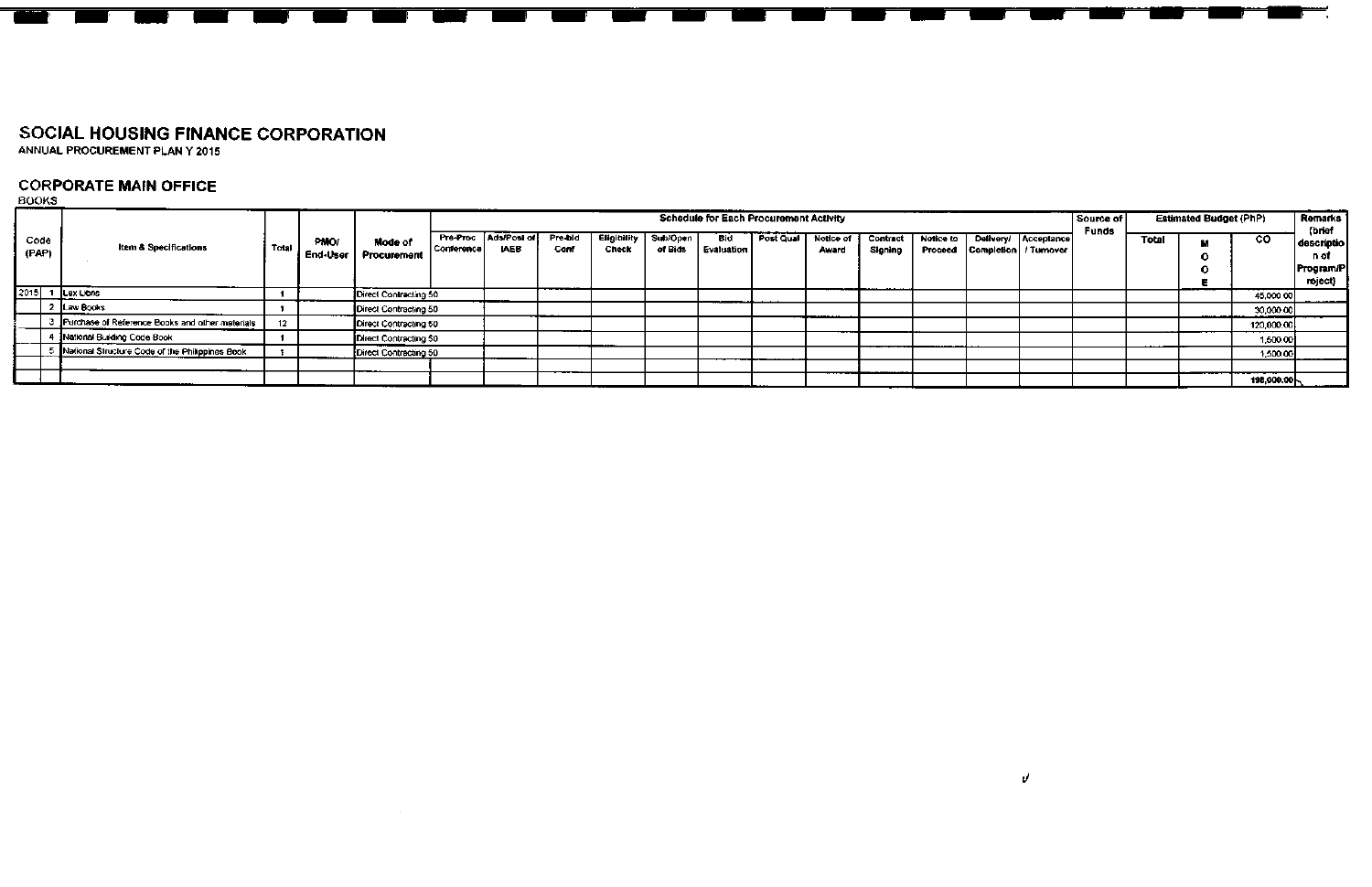# SOCIAL HOUSING FINANCE CORPORATION

ANNUAL PROCUREMENT PLAN Y 2015

## CORPORATE MAIN OFFICE

BOOKS

| Code (PAP) | | Item & Specifications | Total | PMO/ End-User | Mode of Procurement | Schedule for Each Procurement Activity | | | | | | | | | | | | Source of Funds | Estimated Budget (PhP) | | | Remarks (brief description of Program/Project) |
|---|---|---|---|---|---|---|---|---|---|---|---|---|---|---|---|---|---|---|---|---|---|---|
| | | | | | | Pre-Proc Conference | Ads/Post of IAEB | Pre-bid Conf | Eligibility Check | Sub/Open of Bids | Bid Evaluation | Post Qual | Notice of Award | Contract Signing | Notice to Proceed | Delivery/ Completion | Acceptance / Turnover | | Total | MOOE | CO | |
| 2015 | 1 | Lex Libris | 1 | | Direct Contracting 50 | | | | | | | | | | | | | | | | 45,000.00 | |
| | 2 | Law Books | 1 | | Direct Contracting 50 | | | | | | | | | | | | | | | | 30,000.00 | |
| | 3 | Purchase of Reference Books and other materials | 12 | | Direct Contracting 50 | | | | | | | | | | | | | | | | 120,000.00 | |
| | 4 | National Building Code Book | 1 | | Direct Contracting 50 | | | | | | | | | | | | | | | | 1,500.00 | |
| | 5 | National Structure Code of the Philippines Book | 1 | | Direct Contracting 50 | | | | | | | | | | | | | | | | 1,500.00 | |
| | | | | | | | | | | | | | | | | | | | | | | |
| | | | | | | | | | | | | | | | | | | | | | 198,000.00 | |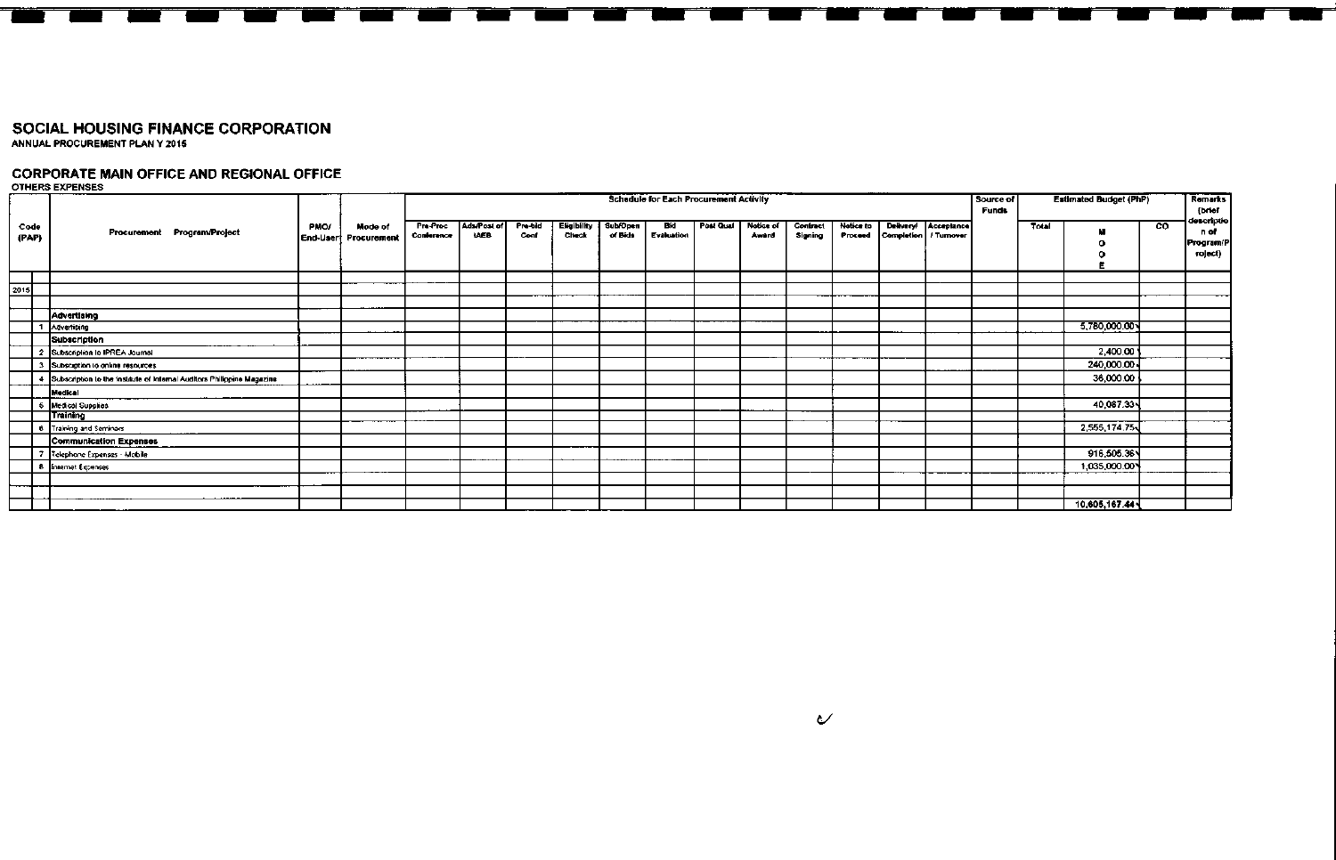# SOCIAL HOUSING FINANCE CORPORATION

ANNUAL PROCUREMENT PLAN Y 2015

## CORPORATE MAIN OFFICE AND REGIONAL OFFICE

OTHERS EXPENSES

| Code (PAP) | | Procurement Program/Project | PMO/ End-User | Mode of Procurement | Schedule for Each Procurement Activity | | | | | | | | | | | | Source of Funds | Estimated Budget (PhP) | | | Remarks (brief description of Program/Project) |
|---|---|---|---|---|---|---|---|---|---|---|---|---|---|---|---|---|---|---|---|---|---|
| | | | | | Pre-Proc Conference | Ads/Post of IAEB | Pre-bid Conf | Eligibility Check | Sub/Open of Bids | Bid Evaluation | Post Qual | Notice of Award | Contract Signing | Notice to Proceed | Delivery/ Completion | Acceptance / Turnover | | Total | MOOE | CO | |
| 2015 | | | | | | | | | | | | | | | | | | | | | |
| | | **Advertising** | | | | | | | | | | | | | | | | | | | |
| | 1 | Advertising | | | | | | | | | | | | | | | | | 5,780,000.00 | | |
| | | **Subscription** | | | | | | | | | | | | | | | | | | | |
| | 2 | Subscription to IPREA Journal | | | | | | | | | | | | | | | | | 2,400.00 | | |
| | 3 | Subscription to online resources | | | | | | | | | | | | | | | | | 240,000.00 | | |
| | 4 | Subscription to the Institute of Internal Auditors Philippine Magazine | | | | | | | | | | | | | | | | | 36,000.00 | | |
| | | **Medical** | | | | | | | | | | | | | | | | | | | |
| | 5 | Medical Supplies | | | | | | | | | | | | | | | | | 40,087.33 | | |
| | | **Training** | | | | | | | | | | | | | | | | | | | |
| | 6 | Training and Seminars | | | | | | | | | | | | | | | | | 2,555,174.75 | | |
| | | **Communication Expenses** | | | | | | | | | | | | | | | | | | | |
| | 7 | Telephone Expenses - Mobile | | | | | | | | | | | | | | | | | 916,505.36 | | |
| | 8 | Internet Expenses | | | | | | | | | | | | | | | | | 1,035,000.00 | | |
| | | | | | | | | | | | | | | | | | | | 10,605,167.44 | | |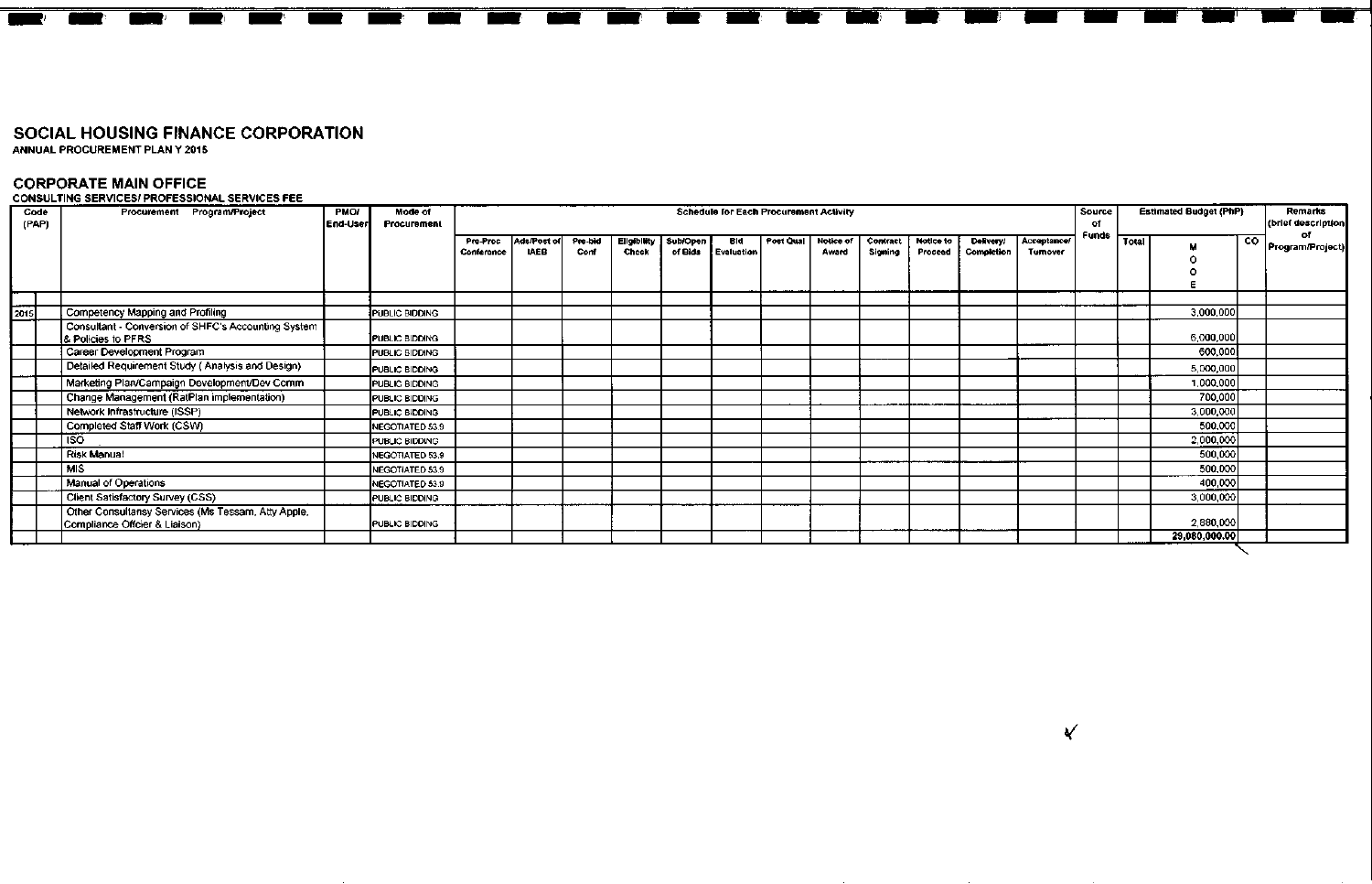# SOCIAL HOUSING FINANCE CORPORATION

ANNUAL PROCUREMENT PLAN Y 2015

## CORPORATE MAIN OFFICE

CONSULTING SERVICES/ PROFESSIONAL SERVICES FEE

| Code (PAP) | | Procurement Program/Project | PMO/ End-User | Mode of Procurement | Schedule for Each Procurement Activity | | | | | | | | | | | | Source of Funds | Estimated Budget (PhP) | | | Remarks (brief description of Program/Project) |
|---|---|---|---|---|---|---|---|---|---|---|---|---|---|---|---|---|---|---|---|---|---|
| | | | | | Pre-Proc Conference | Ads/Post of IAEB | Pre-bid Conf | Eligibility Check | Sub/Open of Bids | Bid Evaluation | Post Qual | Notice of Award | Contract Signing | Notice to Proceed | Delivery/ Completion | Acceptance/ Turnover | | Total | MOOE | CO | |
| | | | | | | | | | | | | | | | | | | | | | |
| 2015 | | Competency Mapping and Profiling | | PUBLIC BIDDING | | | | | | | | | | | | | | | 3,000,000 | | |
| | | Consultant - Conversion of SHFC's Accounting System & Policies to PFRS | | PUBLIC BIDDING | | | | | | | | | | | | | | | 6,000,000 | | |
| | | Career Development Program | | PUBLIC BIDDING | | | | | | | | | | | | | | | 600,000 | | |
| | | Detailed Requirement Study ( Analysis and Design) | | PUBLIC BIDDING | | | | | | | | | | | | | | | 5,000,000 | | |
| | | Marketing Plan/Campaign Development/Dev Comm | | PUBLIC BIDDING | | | | | | | | | | | | | | | 1,000,000 | | |
| | | Change Management (RatPlan implementation) | | PUBLIC BIDDING | | | | | | | | | | | | | | | 700,000 | | |
| | | Network Infrastructure (ISSP) | | PUBLIC BIDDING | | | | | | | | | | | | | | | 3,000,000 | | |
| | | Completed Staff Work (CSW) | | NEGOTIATED 53.9 | | | | | | | | | | | | | | | 500,000 | | |
| | | ISO | | PUBLIC BIDDING | | | | | | | | | | | | | | | 2,000,000 | | |
| | | Risk Manual | | NEGOTIATED 53.9 | | | | | | | | | | | | | | | 500,000 | | |
| | | MIS | | NEGOTIATED 53.9 | | | | | | | | | | | | | | | 500,000 | | |
| | | Manual of Operations | | NEGOTIATED 53.9 | | | | | | | | | | | | | | | 400,000 | | |
| | | Client Satisfactory Survey (CSS) | | PUBLIC BIDDING | | | | | | | | | | | | | | | 3,000,000 | | |
| | | Other Consultansy Services (Ms Tessam, Atty Apple, Compliance Offcier & Liaison) | | PUBLIC BIDDING | | | | | | | | | | | | | | | 2,880,000 | | |
| | | | | | | | | | | | | | | | | | | | 29,080,000.00 | | |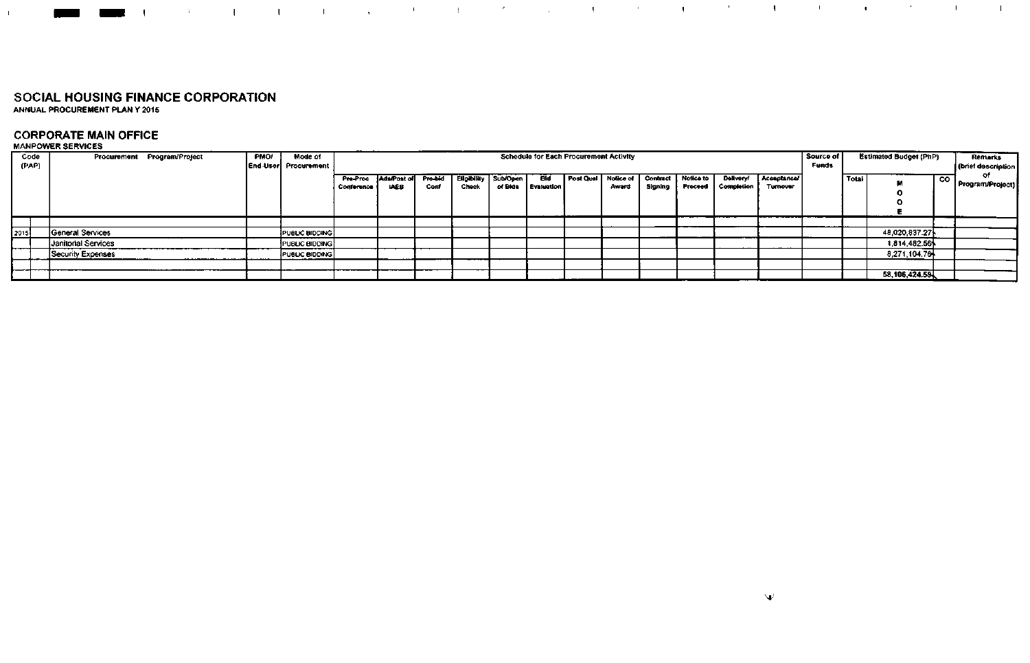## SOCIAL HOUSING FINANCE CORPORATION

ANNUAL PROCUREMENT PLAN Y 2015

## CORPORATE MAIN OFFICE

MANPOWER SERVICES

| Code (PAP) | | Procurement Program/Project | PMO/ End-User | Mode of Procurement | Schedule for Each Procurement Activity | | | | | | | | | | | | Source of Funds | Estimated Budget (PhP) | | | Remarks (brief description of Program/Project) |
|---|---|---|---|---|---|---|---|---|---|---|---|---|---|---|---|---|---|---|---|---|---|
| | | | | | Pre-Proc Conference | Ads/Post of IAEB | Pre-bid Conf | Eligibility Check | Sub/Open of Bids | Bid Evaluation | Post Qual | Notice of Award | Contract Signing | Notice to Proceed | Delivery/ Completion | Acceptance/ Turnover | | Total | MOOE | CO | |
| 2015 | | General Services | | PUBLIC BIDDING | | | | | | | | | | | | | | | 48,020,837.27 | | |
| | | Janitorial Services | | PUBLIC BIDDING | | | | | | | | | | | | | | | 1,814,482.56 | | |
| | | Security Expenses | | PUBLIC BIDDING | | | | | | | | | | | | | | | 8,271,104.76 | | |
| | | | | | | | | | | | | | | | | | | | | | |
| | | | | | | | | | | | | | | | | | | | 58,106,424.59 | | |